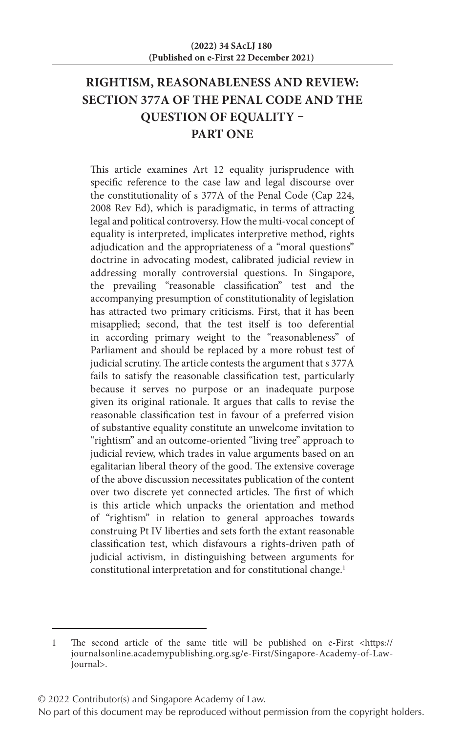# RIGHTISM, REASONABLENESS AND REVIEW: SECTION 377A OF THE PENAL CODE AND THE QUESTION OF EQUALITY – PART ONE

This article examines Art 12 equality jurisprudence with specific reference to the case law and legal discourse over the constitutionality of s 377A of the Penal Code (Cap 224, 2008 Rev Ed), which is paradigmatic, in terms of attracting legal and political controversy. How the multi-vocal concept of equality is interpreted, implicates interpretive method, rights adjudication and the appropriateness of a "moral questions" doctrine in advocating modest, calibrated judicial review in addressing morally controversial questions. In Singapore, the prevailing "reasonable classification" test and the accompanying presumption of constitutionality of legislation has attracted two primary criticisms. First, that it has been misapplied; second, that the test itself is too deferential in according primary weight to the "reasonableness" of Parliament and should be replaced by a more robust test of judicial scrutiny. The article contests the argument that s 377A fails to satisfy the reasonable classification test, particularly because it serves no purpose or an inadequate purpose given its original rationale. It argues that calls to revise the reasonable classification test in favour of a preferred vision of substantive equality constitute an unwelcome invitation to "rightism" and an outcome-oriented "living tree" approach to judicial review, which trades in value arguments based on an egalitarian liberal theory of the good. The extensive coverage of the above discussion necessitates publication of the content over two discrete yet connected articles. The first of which is this article which unpacks the orientation and method of "rightism" in relation to general approaches towards construing Pt IV liberties and sets forth the extant reasonable classification test, which disfavours a rights-driven path of judicial activism, in distinguishing between arguments for constitutional interpretation and for constitutional change.[1]

---

[1] The second article of the same title will be published on e-First <https://journalsonline.academypublishing.org.sg/e-First/Singapore-Academy-of-Law-Journal>.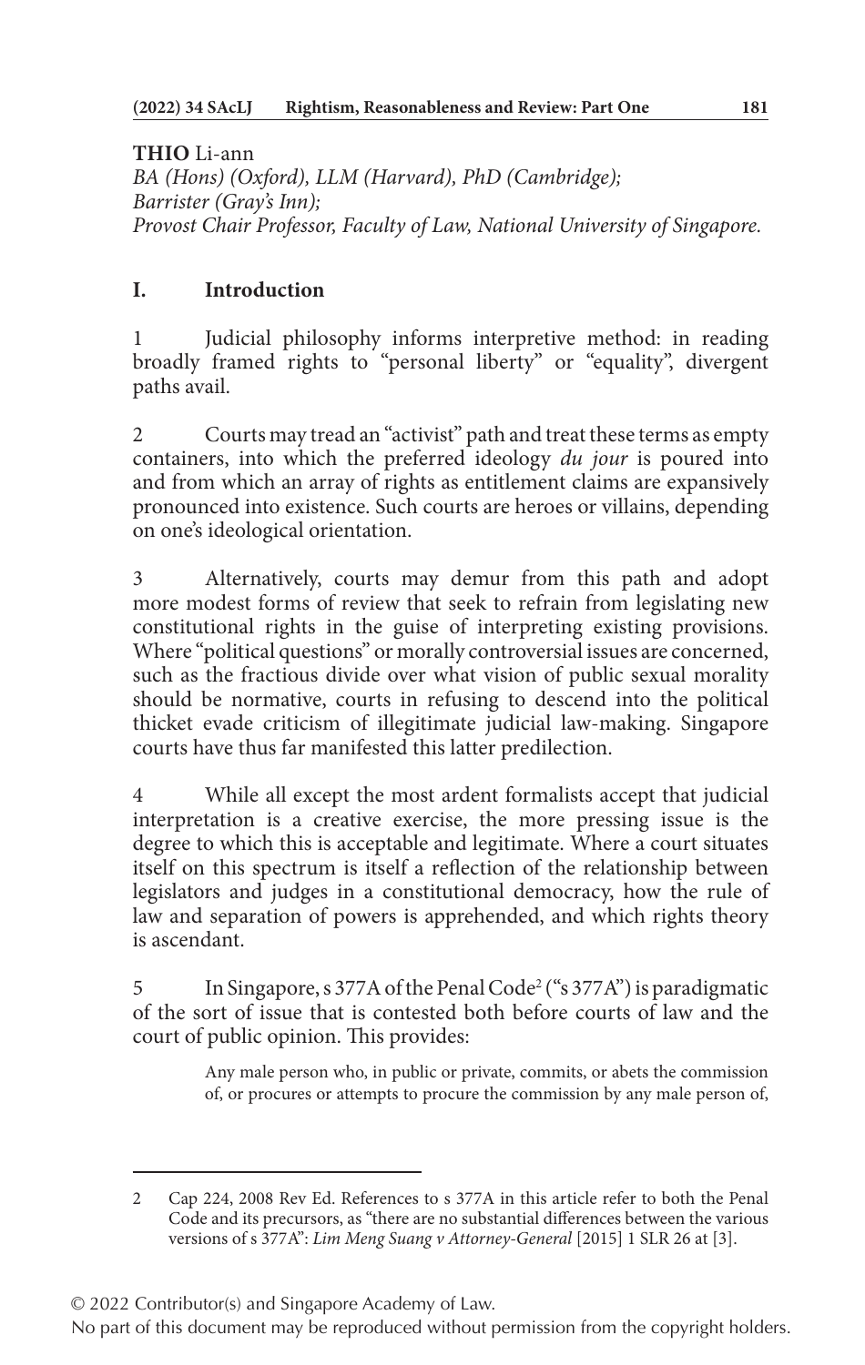**THIO** Li-ann
*BA (Hons) (Oxford), LLM (Harvard), PhD (Cambridge);*
*Barrister (Gray's Inn);*
*Provost Chair Professor, Faculty of Law, National University of Singapore.*

## I. Introduction

1 Judicial philosophy informs interpretive method: in reading broadly framed rights to "personal liberty" or "equality", divergent paths avail.

2 Courts may tread an "activist" path and treat these terms as empty containers, into which the preferred ideology *du jour* is poured into and from which an array of rights as entitlement claims are expansively pronounced into existence. Such courts are heroes or villains, depending on one's ideological orientation.

3 Alternatively, courts may demur from this path and adopt more modest forms of review that seek to refrain from legislating new constitutional rights in the guise of interpreting existing provisions. Where "political questions" or morally controversial issues are concerned, such as the fractious divide over what vision of public sexual morality should be normative, courts in refusing to descend into the political thicket evade criticism of illegitimate judicial law-making. Singapore courts have thus far manifested this latter predilection.

4 While all except the most ardent formalists accept that judicial interpretation is a creative exercise, the more pressing issue is the degree to which this is acceptable and legitimate. Where a court situates itself on this spectrum is itself a reflection of the relationship between legislators and judges in a constitutional democracy, how the rule of law and separation of powers is apprehended, and which rights theory is ascendant.

5 In Singapore, s 377A of the Penal Code[2] ("s 377A") is paradigmatic of the sort of issue that is contested both before courts of law and the court of public opinion. This provides:

> Any male person who, in public or private, commits, or abets the commission of, or procures or attempts to procure the commission by any male person of,

---

2 Cap 224, 2008 Rev Ed. References to s 377A in this article refer to both the Penal Code and its precursors, as "there are no substantial differences between the various versions of s 377A": *Lim Meng Suang v Attorney-General* [2015] 1 SLR 26 at [3].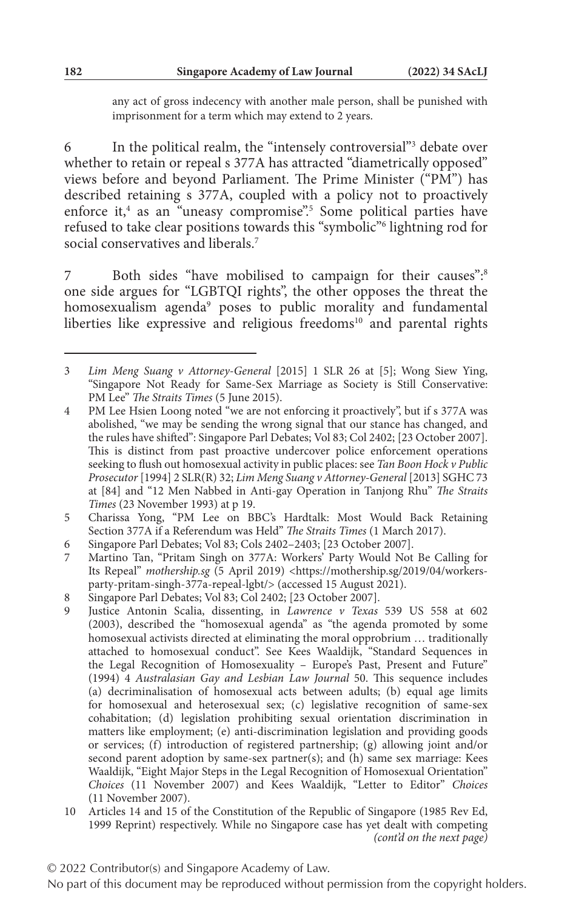any act of gross indecency with another male person, shall be punished with imprisonment for a term which may extend to 2 years.

6 In the political realm, the "intensely controversial"[3] debate over whether to retain or repeal s 377A has attracted "diametrically opposed" views before and beyond Parliament. The Prime Minister ("PM") has described retaining s 377A, coupled with a policy not to proactively enforce it,[4] as an "uneasy compromise".[5] Some political parties have refused to take clear positions towards this "symbolic"[6] lightning rod for social conservatives and liberals.[7]

7 Both sides "have mobilised to campaign for their causes":[8] one side argues for "LGBTQI rights", the other opposes the threat the homosexualism agenda[9] poses to public morality and fundamental liberties like expressive and religious freedoms[10] and parental rights

---

3 *Lim Meng Suang v Attorney-General* [2015] 1 SLR 26 at [5]; Wong Siew Ying, "Singapore Not Ready for Same-Sex Marriage as Society is Still Conservative: PM Lee" *The Straits Times* (5 June 2015).

4 PM Lee Hsien Loong noted "we are not enforcing it proactively", but if s 377A was abolished, "we may be sending the wrong signal that our stance has changed, and the rules have shifted": Singapore Parl Debates; Vol 83; Col 2402; [23 October 2007]. This is distinct from past proactive undercover police enforcement operations seeking to flush out homosexual activity in public places: see *Tan Boon Hock v Public Prosecutor* [1994] 2 SLR(R) 32; *Lim Meng Suang v Attorney-General* [2013] SGHC 73 at [84] and "12 Men Nabbed in Anti-gay Operation in Tanjong Rhu" *The Straits Times* (23 November 1993) at p 19.

5 Charissa Yong, "PM Lee on BBC's Hardtalk: Most Would Back Retaining Section 377A if a Referendum was Held" *The Straits Times* (1 March 2017).

6 Singapore Parl Debates; Vol 83; Cols 2402–2403; [23 October 2007].

7 Martino Tan, "Pritam Singh on 377A: Workers' Party Would Not Be Calling for Its Repeal" *mothership.sg* (5 April 2019) <https://mothership.sg/2019/04/workers-party-pritam-singh-377a-repeal-lgbt/> (accessed 15 August 2021).

8 Singapore Parl Debates; Vol 83; Col 2402; [23 October 2007].

9 Justice Antonin Scalia, dissenting, in *Lawrence v Texas* 539 US 558 at 602 (2003), described the "homosexual agenda" as "the agenda promoted by some homosexual activists directed at eliminating the moral opprobrium … traditionally attached to homosexual conduct". See Kees Waaldijk, "Standard Sequences in the Legal Recognition of Homosexuality – Europe's Past, Present and Future" (1994) 4 *Australasian Gay and Lesbian Law Journal* 50. This sequence includes (a) decriminalisation of homosexual acts between adults; (b) equal age limits for homosexual and heterosexual sex; (c) legislative recognition of same-sex cohabitation; (d) legislation prohibiting sexual orientation discrimination in matters like employment; (e) anti-discrimination legislation and providing goods or services; (f) introduction of registered partnership; (g) allowing joint and/or second parent adoption by same-sex partner(s); and (h) same sex marriage: Kees Waaldijk, "Eight Major Steps in the Legal Recognition of Homosexual Orientation" *Choices* (11 November 2007) and Kees Waaldijk, "Letter to Editor" *Choices* (11 November 2007).

10 Articles 14 and 15 of the Constitution of the Republic of Singapore (1985 Rev Ed, 1999 Reprint) respectively. While no Singapore case has yet dealt with competing *(cont'd on the next page)*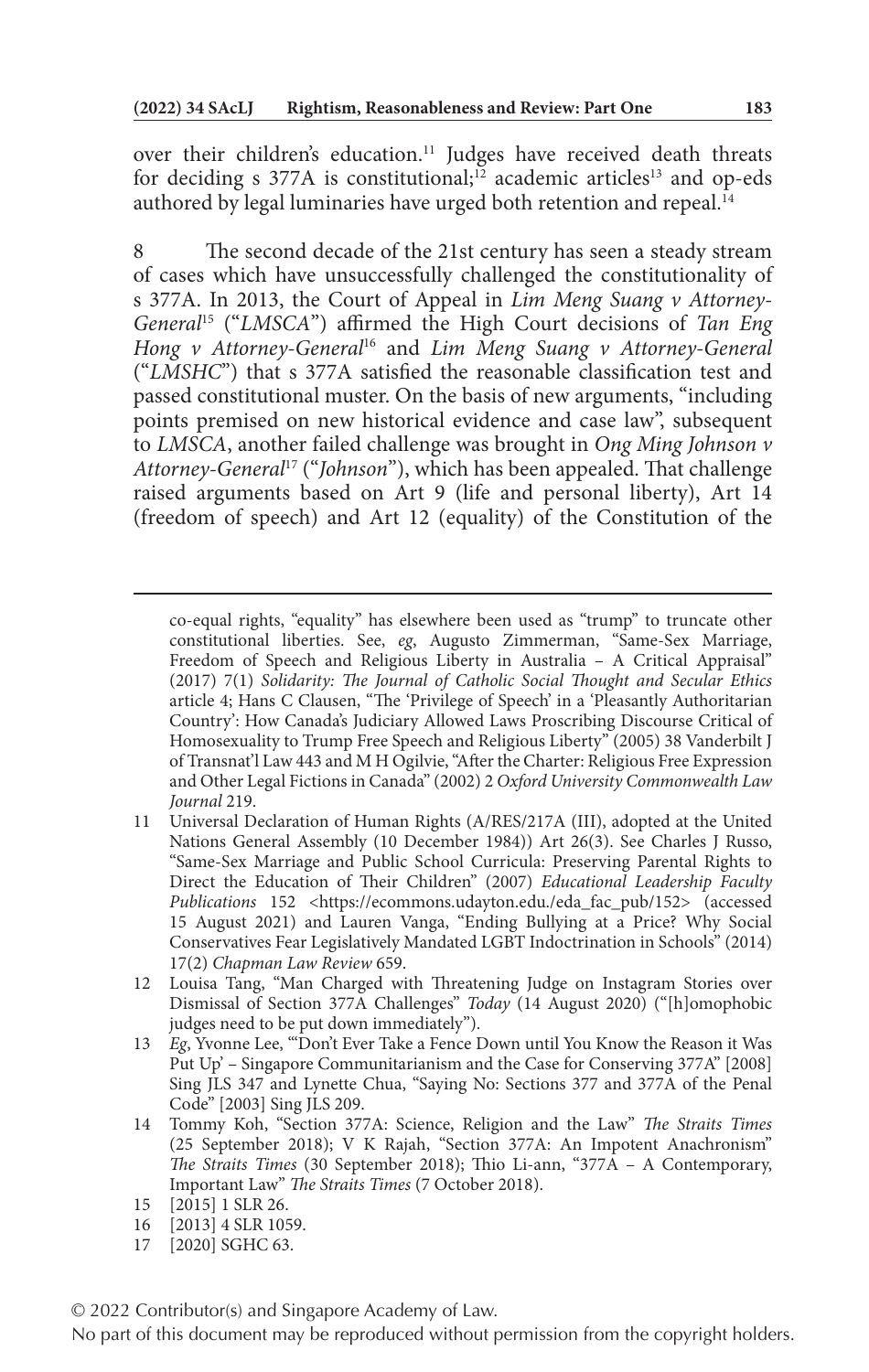over their children's education.[11] Judges have received death threats for deciding s 377A is constitutional;[12] academic articles[13] and op-eds authored by legal luminaries have urged both retention and repeal.[14]

8 The second decade of the 21st century has seen a steady stream of cases which have unsuccessfully challenged the constitutionality of s 377A. In 2013, the Court of Appeal in *Lim Meng Suang v Attorney-General*[15] ("*LMSCA*") affirmed the High Court decisions of *Tan Eng Hong v Attorney-General*[16] and *Lim Meng Suang v Attorney-General* ("*LMSHC*") that s 377A satisfied the reasonable classification test and passed constitutional muster. On the basis of new arguments, "including points premised on new historical evidence and case law", subsequent to *LMSCA*, another failed challenge was brought in *Ong Ming Johnson v Attorney-General*[17] ("*Johnson*"), which has been appealed. That challenge raised arguments based on Art 9 (life and personal liberty), Art 14 (freedom of speech) and Art 12 (equality) of the Constitution of the

---

co-equal rights, "equality" has elsewhere been used as "trump" to truncate other constitutional liberties. See, *eg*, Augusto Zimmerman, "Same-Sex Marriage, Freedom of Speech and Religious Liberty in Australia – A Critical Appraisal" (2017) 7(1) *Solidarity: The Journal of Catholic Social Thought and Secular Ethics* article 4; Hans C Clausen, "The 'Privilege of Speech' in a 'Pleasantly Authoritarian Country': How Canada's Judiciary Allowed Laws Proscribing Discourse Critical of Homosexuality to Trump Free Speech and Religious Liberty" (2005) 38 Vanderbilt J of Transnat'l Law 443 and M H Ogilvie, "After the Charter: Religious Free Expression and Other Legal Fictions in Canada" (2002) 2 *Oxford University Commonwealth Law Journal* 219.

11 Universal Declaration of Human Rights (A/RES/217A (III), adopted at the United Nations General Assembly (10 December 1984)) Art 26(3). See Charles J Russo, "Same-Sex Marriage and Public School Curricula: Preserving Parental Rights to Direct the Education of Their Children" (2007) *Educational Leadership Faculty Publications* 152 <https://ecommons.udayton.edu./eda_fac_pub/152> (accessed 15 August 2021) and Lauren Vanga, "Ending Bullying at a Price? Why Social Conservatives Fear Legislatively Mandated LGBT Indoctrination in Schools" (2014) 17(2) *Chapman Law Review* 659.

12 Louisa Tang, "Man Charged with Threatening Judge on Instagram Stories over Dismissal of Section 377A Challenges" *Today* (14 August 2020) ("[h]omophobic judges need to be put down immediately").

13 *Eg*, Yvonne Lee, "'Don't Ever Take a Fence Down until You Know the Reason it Was Put Up' – Singapore Communitarianism and the Case for Conserving 377A" [2008] Sing JLS 347 and Lynette Chua, "Saying No: Sections 377 and 377A of the Penal Code" [2003] Sing JLS 209.

14 Tommy Koh, "Section 377A: Science, Religion and the Law" *The Straits Times* (25 September 2018); V K Rajah, "Section 377A: An Impotent Anachronism" *The Straits Times* (30 September 2018); Thio Li-ann, "377A – A Contemporary, Important Law" *The Straits Times* (7 October 2018).

15 [2015] 1 SLR 26.

16 [2013] 4 SLR 1059.

17 [2020] SGHC 63.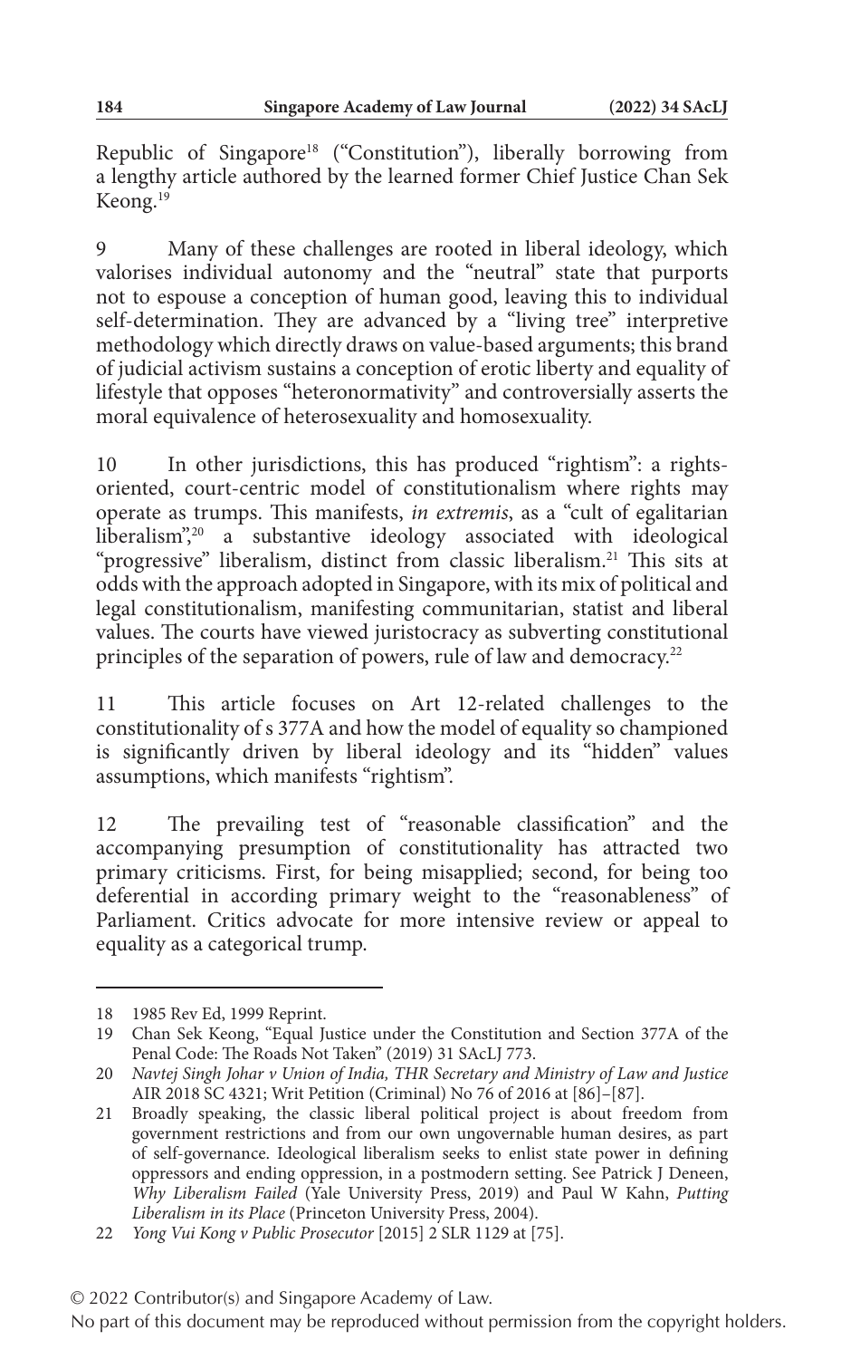Republic of Singapore[18] ("Constitution"), liberally borrowing from a lengthy article authored by the learned former Chief Justice Chan Sek Keong.[19]

9 Many of these challenges are rooted in liberal ideology, which valorises individual autonomy and the "neutral" state that purports not to espouse a conception of human good, leaving this to individual self-determination. They are advanced by a "living tree" interpretive methodology which directly draws on value-based arguments; this brand of judicial activism sustains a conception of erotic liberty and equality of lifestyle that opposes "heteronormativity" and controversially asserts the moral equivalence of heterosexuality and homosexuality.

10 In other jurisdictions, this has produced "rightism": a rights-oriented, court-centric model of constitutionalism where rights may operate as trumps. This manifests, *in extremis*, as a "cult of egalitarian liberalism",[20] a substantive ideology associated with ideological "progressive" liberalism, distinct from classic liberalism.[21] This sits at odds with the approach adopted in Singapore, with its mix of political and legal constitutionalism, manifesting communitarian, statist and liberal values. The courts have viewed juristocracy as subverting constitutional principles of the separation of powers, rule of law and democracy.[22]

11 This article focuses on Art 12-related challenges to the constitutionality of s 377A and how the model of equality so championed is significantly driven by liberal ideology and its "hidden" values assumptions, which manifests "rightism".

12 The prevailing test of "reasonable classification" and the accompanying presumption of constitutionality has attracted two primary criticisms. First, for being misapplied; second, for being too deferential in according primary weight to the "reasonableness" of Parliament. Critics advocate for more intensive review or appeal to equality as a categorical trump.

---

18 1985 Rev Ed, 1999 Reprint.

19 Chan Sek Keong, "Equal Justice under the Constitution and Section 377A of the Penal Code: The Roads Not Taken" (2019) 31 SAcLJ 773.

20 *Navtej Singh Johar v Union of India, THR Secretary and Ministry of Law and Justice* AIR 2018 SC 4321; Writ Petition (Criminal) No 76 of 2016 at [86]–[87].

21 Broadly speaking, the classic liberal political project is about freedom from government restrictions and from our own ungovernable human desires, as part of self-governance. Ideological liberalism seeks to enlist state power in defining oppressors and ending oppression, in a postmodern setting. See Patrick J Deneen, *Why Liberalism Failed* (Yale University Press, 2019) and Paul W Kahn, *Putting Liberalism in its Place* (Princeton University Press, 2004).

22 *Yong Vui Kong v Public Prosecutor* [2015] 2 SLR 1129 at [75].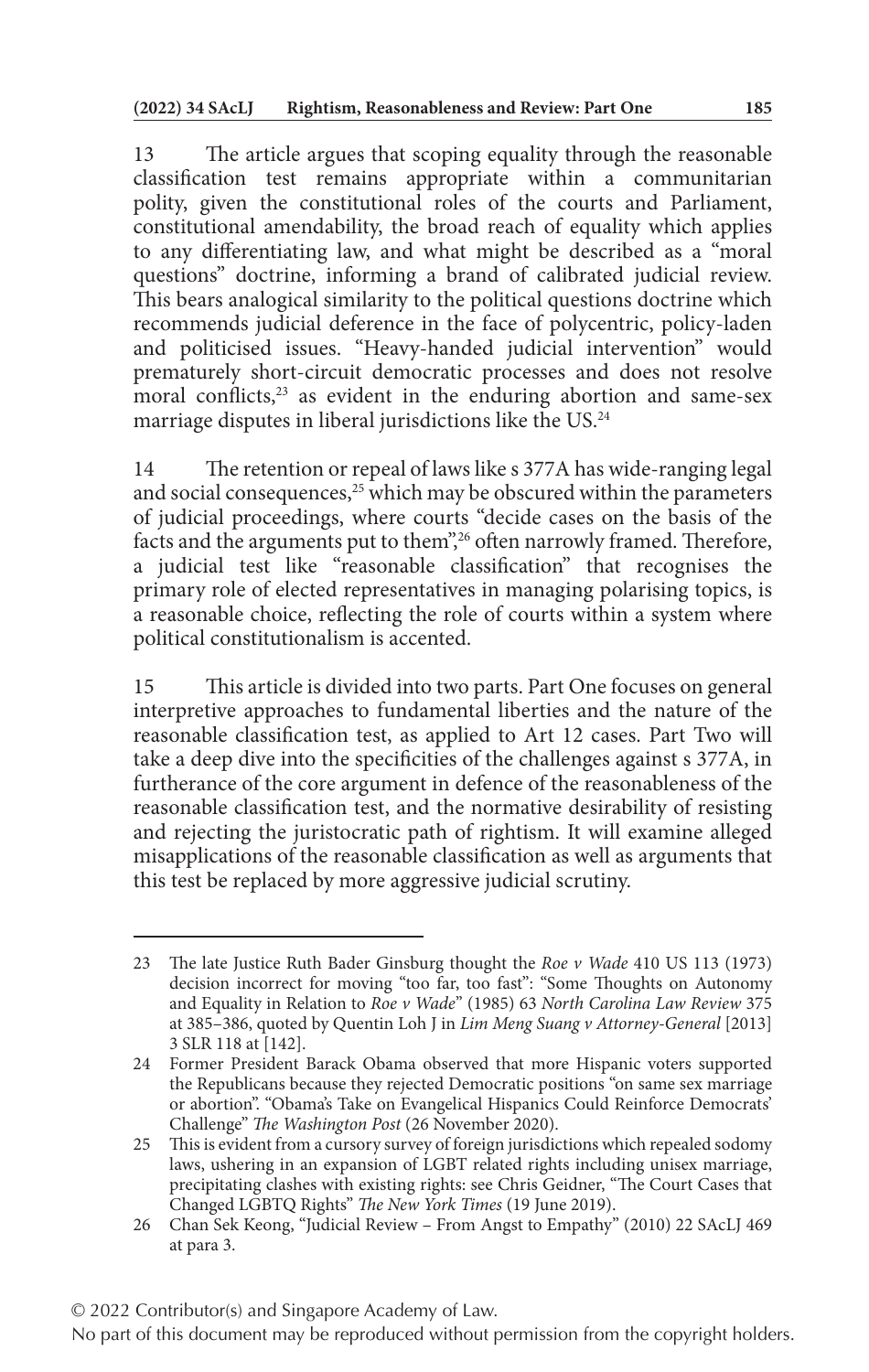13 The article argues that scoping equality through the reasonable classification test remains appropriate within a communitarian polity, given the constitutional roles of the courts and Parliament, constitutional amendability, the broad reach of equality which applies to any differentiating law, and what might be described as a "moral questions" doctrine, informing a brand of calibrated judicial review. This bears analogical similarity to the political questions doctrine which recommends judicial deference in the face of polycentric, policy-laden and politicised issues. "Heavy-handed judicial intervention" would prematurely short-circuit democratic processes and does not resolve moral conflicts,[23] as evident in the enduring abortion and same-sex marriage disputes in liberal jurisdictions like the US.[24]

14 The retention or repeal of laws like s 377A has wide-ranging legal and social consequences,[25] which may be obscured within the parameters of judicial proceedings, where courts "decide cases on the basis of the facts and the arguments put to them",[26] often narrowly framed. Therefore, a judicial test like "reasonable classification" that recognises the primary role of elected representatives in managing polarising topics, is a reasonable choice, reflecting the role of courts within a system where political constitutionalism is accented.

15 This article is divided into two parts. Part One focuses on general interpretive approaches to fundamental liberties and the nature of the reasonable classification test, as applied to Art 12 cases. Part Two will take a deep dive into the specificities of the challenges against s 377A, in furtherance of the core argument in defence of the reasonableness of the reasonable classification test, and the normative desirability of resisting and rejecting the juristocratic path of rightism. It will examine alleged misapplications of the reasonable classification as well as arguments that this test be replaced by more aggressive judicial scrutiny.

---

23 The late Justice Ruth Bader Ginsburg thought the *Roe v Wade* 410 US 113 (1973) decision incorrect for moving "too far, too fast": "Some Thoughts on Autonomy and Equality in Relation to *Roe v Wade*" (1985) 63 *North Carolina Law Review* 375 at 385–386, quoted by Quentin Loh J in *Lim Meng Suang v Attorney-General* [2013] 3 SLR 118 at [142].

24 Former President Barack Obama observed that more Hispanic voters supported the Republicans because they rejected Democratic positions "on same sex marriage or abortion". "Obama's Take on Evangelical Hispanics Could Reinforce Democrats' Challenge" *The Washington Post* (26 November 2020).

25 This is evident from a cursory survey of foreign jurisdictions which repealed sodomy laws, ushering in an expansion of LGBT related rights including unisex marriage, precipitating clashes with existing rights: see Chris Geidner, "The Court Cases that Changed LGBTQ Rights" *The New York Times* (19 June 2019).

26 Chan Sek Keong, "Judicial Review – From Angst to Empathy" (2010) 22 SAcLJ 469 at para 3.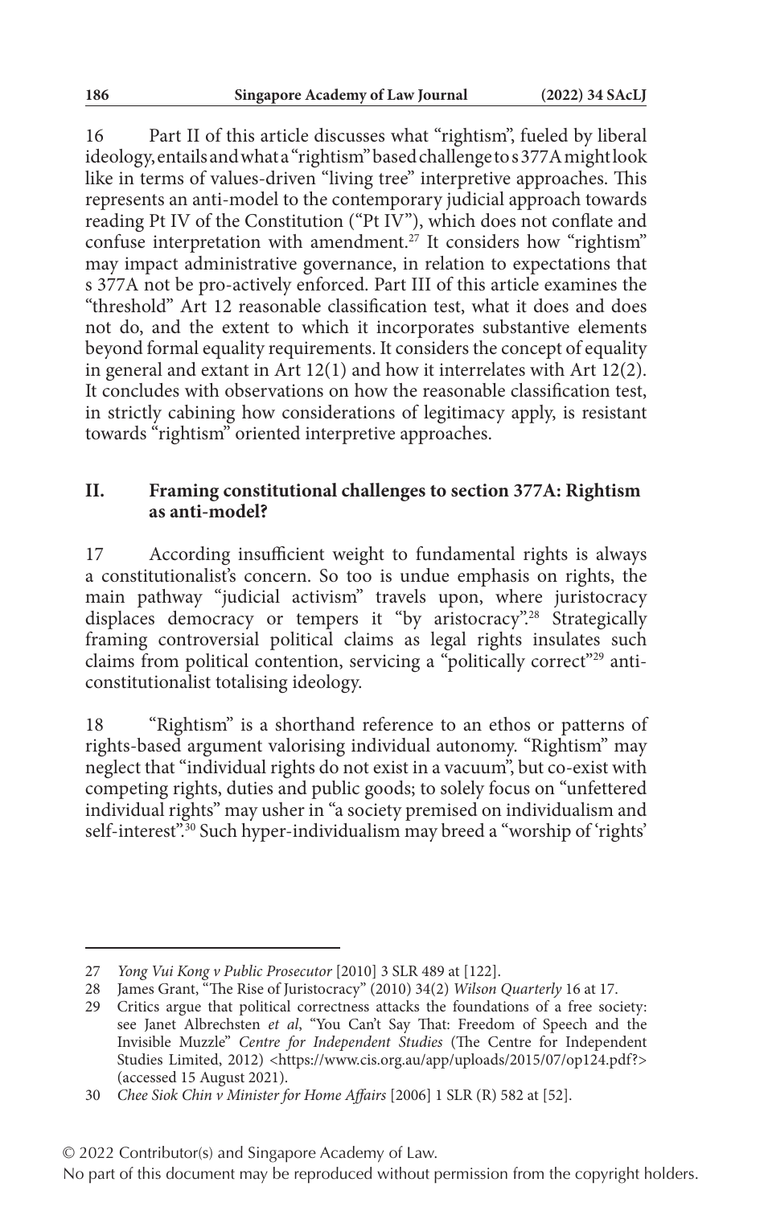16 Part II of this article discusses what "rightism", fueled by liberal ideology, entails and what a "rightism" based challenge to s 377A might look like in terms of values-driven "living tree" interpretive approaches. This represents an anti-model to the contemporary judicial approach towards reading Pt IV of the Constitution ("Pt IV"), which does not conflate and confuse interpretation with amendment.[27] It considers how "rightism" may impact administrative governance, in relation to expectations that s 377A not be pro-actively enforced. Part III of this article examines the "threshold" Art 12 reasonable classification test, what it does and does not do, and the extent to which it incorporates substantive elements beyond formal equality requirements. It considers the concept of equality in general and extant in Art 12(1) and how it interrelates with Art 12(2). It concludes with observations on how the reasonable classification test, in strictly cabining how considerations of legitimacy apply, is resistant towards "rightism" oriented interpretive approaches.

## II. Framing constitutional challenges to section 377A: Rightism as anti-model?

17 According insufficient weight to fundamental rights is always a constitutionalist's concern. So too is undue emphasis on rights, the main pathway "judicial activism" travels upon, where juristocracy displaces democracy or tempers it "by aristocracy".[28] Strategically framing controversial political claims as legal rights insulates such claims from political contention, servicing a "politically correct"[29] anti-constitutionalist totalising ideology.

18 "Rightism" is a shorthand reference to an ethos or patterns of rights-based argument valorising individual autonomy. "Rightism" may neglect that "individual rights do not exist in a vacuum", but co-exist with competing rights, duties and public goods; to solely focus on "unfettered individual rights" may usher in "a society premised on individualism and self-interest".[30] Such hyper-individualism may breed a "worship of 'rights'

---

27 *Yong Vui Kong v Public Prosecutor* [2010] 3 SLR 489 at [122].

28 James Grant, "The Rise of Juristocracy" (2010) 34(2) *Wilson Quarterly* 16 at 17.

29 Critics argue that political correctness attacks the foundations of a free society: see Janet Albrechtsen *et al*, "You Can't Say That: Freedom of Speech and the Invisible Muzzle" *Centre for Independent Studies* (The Centre for Independent Studies Limited, 2012) <https://www.cis.org.au/app/uploads/2015/07/op124.pdf?> (accessed 15 August 2021).

30 *Chee Siok Chin v Minister for Home Affairs* [2006] 1 SLR (R) 582 at [52].

© 2022 Contributor(s) and Singapore Academy of Law.
No part of this document may be reproduced without permission from the copyright holders.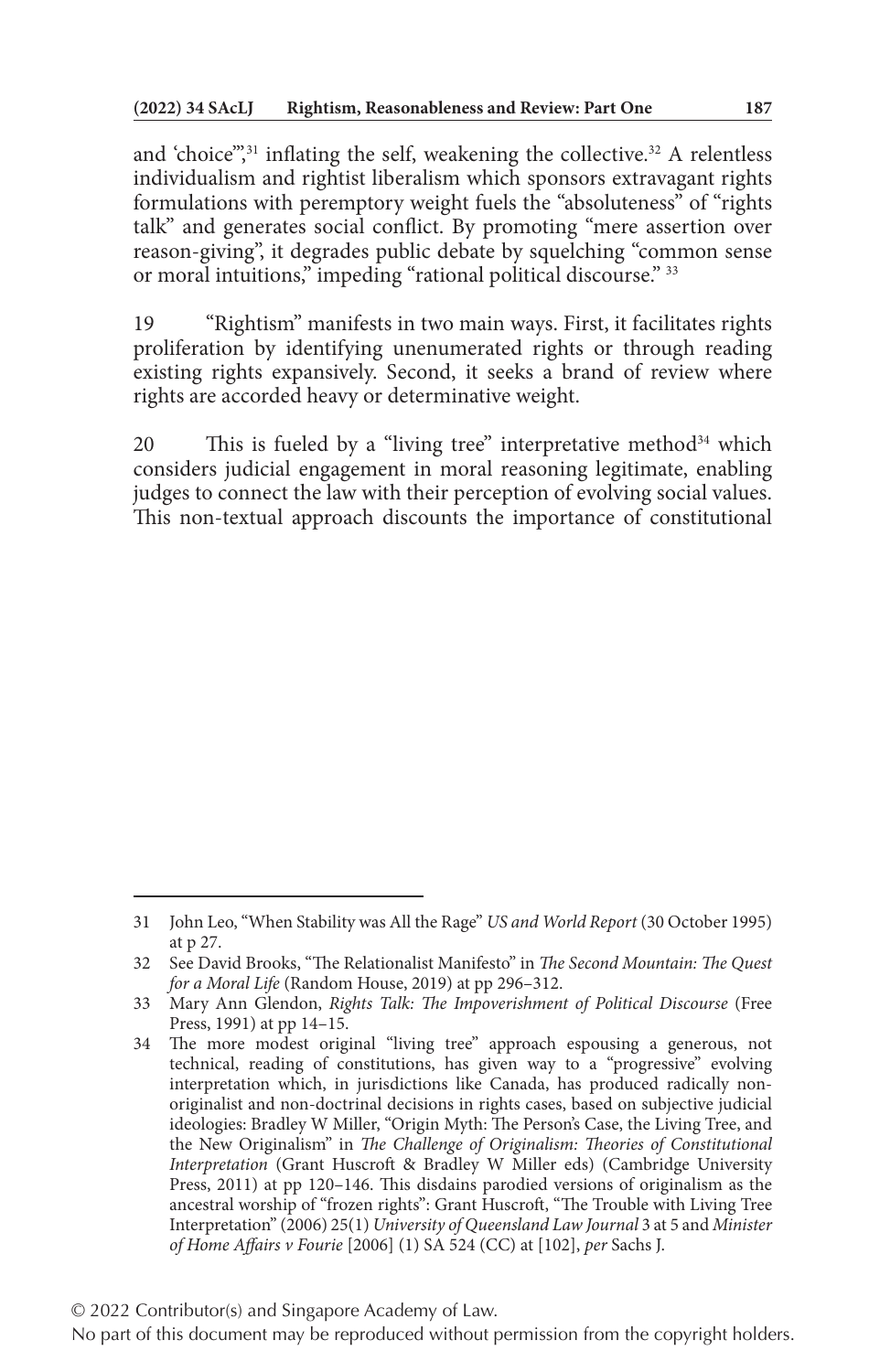and 'choice'",[31] inflating the self, weakening the collective.[32] A relentless individualism and rightist liberalism which sponsors extravagant rights formulations with peremptory weight fuels the "absoluteness" of "rights talk" and generates social conflict. By promoting "mere assertion over reason-giving", it degrades public debate by squelching "common sense or moral intuitions," impeding "rational political discourse." [33]

19 "Rightism" manifests in two main ways. First, it facilitates rights proliferation by identifying unenumerated rights or through reading existing rights expansively. Second, it seeks a brand of review where rights are accorded heavy or determinative weight.

20 This is fueled by a "living tree" interpretative method[34] which considers judicial engagement in moral reasoning legitimate, enabling judges to connect the law with their perception of evolving social values. This non-textual approach discounts the importance of constitutional

---

31 John Leo, "When Stability was All the Rage" *US and World Report* (30 October 1995) at p 27.

32 See David Brooks, "The Relationalist Manifesto" in *The Second Mountain: The Quest for a Moral Life* (Random House, 2019) at pp 296–312.

33 Mary Ann Glendon, *Rights Talk: The Impoverishment of Political Discourse* (Free Press, 1991) at pp 14–15.

34 The more modest original "living tree" approach espousing a generous, not technical, reading of constitutions, has given way to a "progressive" evolving interpretation which, in jurisdictions like Canada, has produced radically non-originalist and non-doctrinal decisions in rights cases, based on subjective judicial ideologies: Bradley W Miller, "Origin Myth: The Person's Case, the Living Tree, and the New Originalism" in *The Challenge of Originalism: Theories of Constitutional Interpretation* (Grant Huscroft & Bradley W Miller eds) (Cambridge University Press, 2011) at pp 120–146. This disdains parodied versions of originalism as the ancestral worship of "frozen rights": Grant Huscroft, "The Trouble with Living Tree Interpretation" (2006) 25(1) *University of Queensland Law Journal* 3 at 5 and *Minister of Home Affairs v Fourie* [2006] (1) SA 524 (CC) at [102], *per* Sachs J.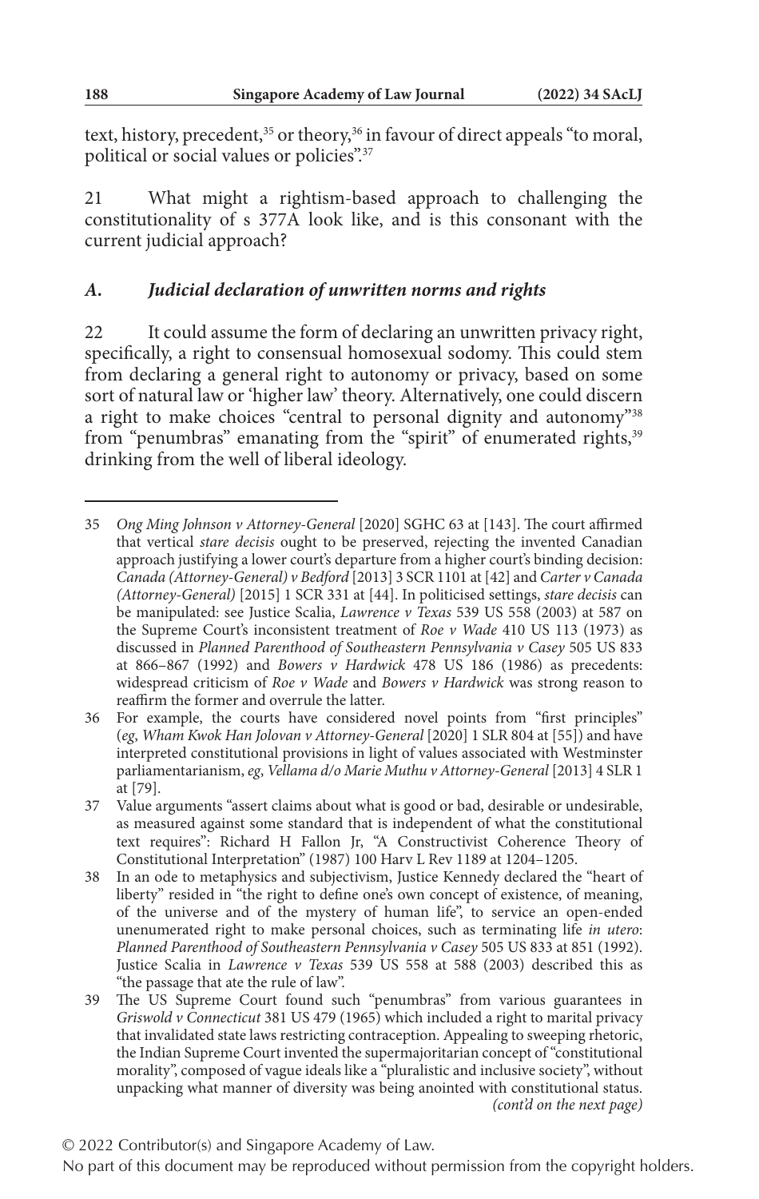text, history, precedent,[35] or theory,[36] in favour of direct appeals "to moral, political or social values or policies".[37]

21 What might a rightism-based approach to challenging the constitutionality of s 377A look like, and is this consonant with the current judicial approach?

### *A. Judicial declaration of unwritten norms and rights*

22 It could assume the form of declaring an unwritten privacy right, specifically, a right to consensual homosexual sodomy. This could stem from declaring a general right to autonomy or privacy, based on some sort of natural law or 'higher law' theory. Alternatively, one could discern a right to make choices "central to personal dignity and autonomy"[38] from "penumbras" emanating from the "spirit" of enumerated rights,[39] drinking from the well of liberal ideology.

---

35 *Ong Ming Johnson v Attorney-General* [2020] SGHC 63 at [143]. The court affirmed that vertical *stare decisis* ought to be preserved, rejecting the invented Canadian approach justifying a lower court's departure from a higher court's binding decision: *Canada (Attorney-General) v Bedford* [2013] 3 SCR 1101 at [42] and *Carter v Canada (Attorney-General)* [2015] 1 SCR 331 at [44]. In politicised settings, *stare decisis* can be manipulated: see Justice Scalia, *Lawrence v Texas* 539 US 558 (2003) at 587 on the Supreme Court's inconsistent treatment of *Roe v Wade* 410 US 113 (1973) as discussed in *Planned Parenthood of Southeastern Pennsylvania v Casey* 505 US 833 at 866–867 (1992) and *Bowers v Hardwick* 478 US 186 (1986) as precedents: widespread criticism of *Roe v Wade* and *Bowers v Hardwick* was strong reason to reaffirm the former and overrule the latter.

36 For example, the courts have considered novel points from "first principles" (*eg*, *Wham Kwok Han Jolovan v Attorney-General* [2020] 1 SLR 804 at [55]) and have interpreted constitutional provisions in light of values associated with Westminster parliamentarianism, *eg*, *Vellama d/o Marie Muthu v Attorney-General* [2013] 4 SLR 1 at [79].

37 Value arguments "assert claims about what is good or bad, desirable or undesirable, as measured against some standard that is independent of what the constitutional text requires": Richard H Fallon Jr, "A Constructivist Coherence Theory of Constitutional Interpretation" (1987) 100 Harv L Rev 1189 at 1204–1205.

38 In an ode to metaphysics and subjectivism, Justice Kennedy declared the "heart of liberty" resided in "the right to define one's own concept of existence, of meaning, of the universe and of the mystery of human life", to service an open-ended unenumerated right to make personal choices, such as terminating life *in utero*: *Planned Parenthood of Southeastern Pennsylvania v Casey* 505 US 833 at 851 (1992). Justice Scalia in *Lawrence v Texas* 539 US 558 at 588 (2003) described this as "the passage that ate the rule of law".

39 The US Supreme Court found such "penumbras" from various guarantees in *Griswold v Connecticut* 381 US 479 (1965) which included a right to marital privacy that invalidated state laws restricting contraception. Appealing to sweeping rhetoric, the Indian Supreme Court invented the supermajoritarian concept of "constitutional morality", composed of vague ideals like a "pluralistic and inclusive society", without unpacking what manner of diversity was being anointed with constitutional status. *(cont'd on the next page)*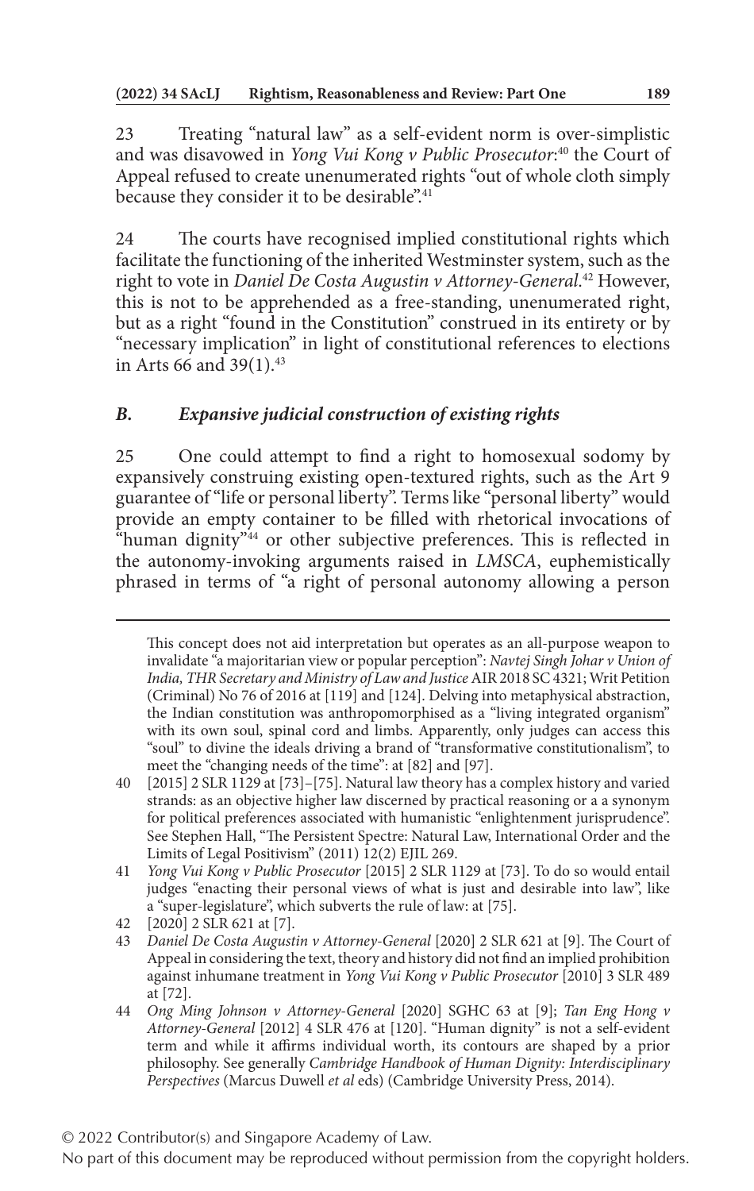23 Treating "natural law" as a self-evident norm is over-simplistic and was disavowed in *Yong Vui Kong v Public Prosecutor*:[40] the Court of Appeal refused to create unenumerated rights "out of whole cloth simply because they consider it to be desirable".[41]

24 The courts have recognised implied constitutional rights which facilitate the functioning of the inherited Westminster system, such as the right to vote in *Daniel De Costa Augustin v Attorney-General*.[42] However, this is not to be apprehended as a free-standing, unenumerated right, but as a right "found in the Constitution" construed in its entirety or by "necessary implication" in light of constitutional references to elections in Arts 66 and 39(1).[43]

### *B. Expansive judicial construction of existing rights*

25 One could attempt to find a right to homosexual sodomy by expansively construing existing open-textured rights, such as the Art 9 guarantee of "life or personal liberty". Terms like "personal liberty" would provide an empty container to be filled with rhetorical invocations of "human dignity"[44] or other subjective preferences. This is reflected in the autonomy-invoking arguments raised in *LMSCA*, euphemistically phrased in terms of "a right of personal autonomy allowing a person

---

This concept does not aid interpretation but operates as an all-purpose weapon to invalidate "a majoritarian view or popular perception": *Navtej Singh Johar v Union of India, THR Secretary and Ministry of Law and Justice* AIR 2018 SC 4321; Writ Petition (Criminal) No 76 of 2016 at [119] and [124]. Delving into metaphysical abstraction, the Indian constitution was anthropomorphised as a "living integrated organism" with its own soul, spinal cord and limbs. Apparently, only judges can access this "soul" to divine the ideals driving a brand of "transformative constitutionalism", to meet the "changing needs of the time": at [82] and [97].

40 [2015] 2 SLR 1129 at [73]–[75]. Natural law theory has a complex history and varied strands: as an objective higher law discerned by practical reasoning or a a synonym for political preferences associated with humanistic "enlightenment jurisprudence". See Stephen Hall, "The Persistent Spectre: Natural Law, International Order and the Limits of Legal Positivism" (2011) 12(2) EJIL 269.

41 *Yong Vui Kong v Public Prosecutor* [2015] 2 SLR 1129 at [73]. To do so would entail judges "enacting their personal views of what is just and desirable into law", like a "super-legislature", which subverts the rule of law: at [75].

42 [2020] 2 SLR 621 at [7].

43 *Daniel De Costa Augustin v Attorney-General* [2020] 2 SLR 621 at [9]. The Court of Appeal in considering the text, theory and history did not find an implied prohibition against inhumane treatment in *Yong Vui Kong v Public Prosecutor* [2010] 3 SLR 489 at [72].

44 *Ong Ming Johnson v Attorney-General* [2020] SGHC 63 at [9]; *Tan Eng Hong v Attorney-General* [2012] 4 SLR 476 at [120]. "Human dignity" is not a self-evident term and while it affirms individual worth, its contours are shaped by a prior philosophy. See generally *Cambridge Handbook of Human Dignity: Interdisciplinary Perspectives* (Marcus Duwell *et al* eds) (Cambridge University Press, 2014).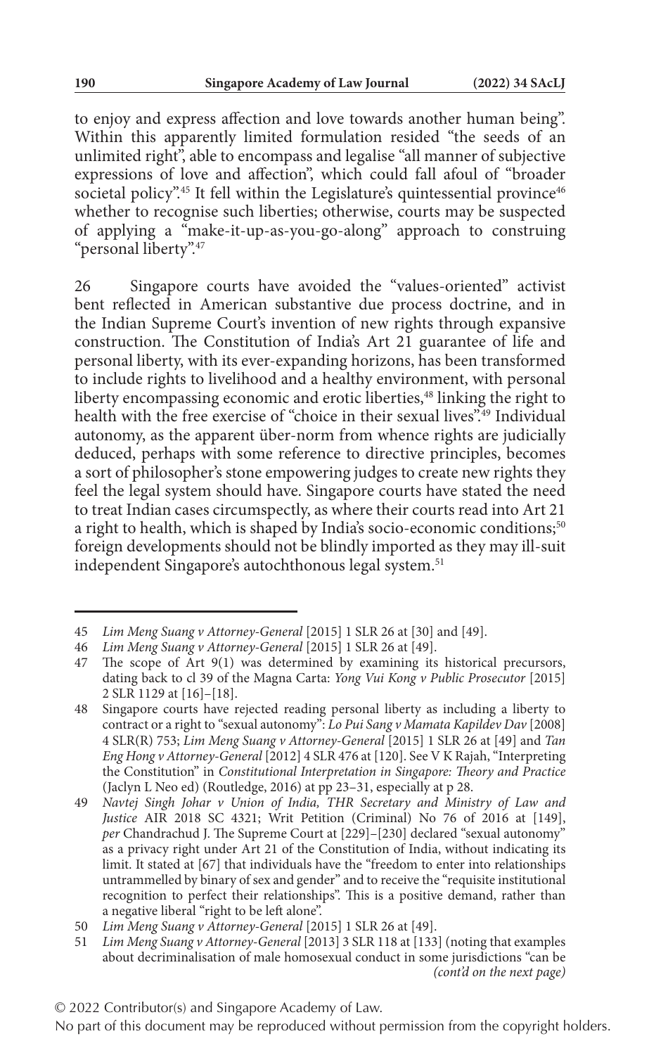to enjoy and express affection and love towards another human being". Within this apparently limited formulation resided "the seeds of an unlimited right", able to encompass and legalise "all manner of subjective expressions of love and affection", which could fall afoul of "broader societal policy".[45] It fell within the Legislature's quintessential province[46] whether to recognise such liberties; otherwise, courts may be suspected of applying a "make-it-up-as-you-go-along" approach to construing "personal liberty".[47]

26 Singapore courts have avoided the "values-oriented" activist bent reflected in American substantive due process doctrine, and in the Indian Supreme Court's invention of new rights through expansive construction. The Constitution of India's Art 21 guarantee of life and personal liberty, with its ever-expanding horizons, has been transformed to include rights to livelihood and a healthy environment, with personal liberty encompassing economic and erotic liberties,[48] linking the right to health with the free exercise of "choice in their sexual lives".[49] Individual autonomy, as the apparent über-norm from whence rights are judicially deduced, perhaps with some reference to directive principles, becomes a sort of philosopher's stone empowering judges to create new rights they feel the legal system should have. Singapore courts have stated the need to treat Indian cases circumspectly, as where their courts read into Art 21 a right to health, which is shaped by India's socio-economic conditions;[50] foreign developments should not be blindly imported as they may ill-suit independent Singapore's autochthonous legal system.[51]

---

45 *Lim Meng Suang v Attorney-General* [2015] 1 SLR 26 at [30] and [49].

46 *Lim Meng Suang v Attorney-General* [2015] 1 SLR 26 at [49].

47 The scope of Art 9(1) was determined by examining its historical precursors, dating back to cl 39 of the Magna Carta: *Yong Vui Kong v Public Prosecutor* [2015] 2 SLR 1129 at [16]–[18].

48 Singapore courts have rejected reading personal liberty as including a liberty to contract or a right to "sexual autonomy": *Lo Pui Sang v Mamata Kapildev Dav* [2008] 4 SLR(R) 753; *Lim Meng Suang v Attorney-General* [2015] 1 SLR 26 at [49] and *Tan Eng Hong v Attorney-General* [2012] 4 SLR 476 at [120]. See V K Rajah, "Interpreting the Constitution" in *Constitutional Interpretation in Singapore: Theory and Practice* (Jaclyn L Neo ed) (Routledge, 2016) at pp 23–31, especially at p 28.

49 *Navtej Singh Johar v Union of India, THR Secretary and Ministry of Law and Justice* AIR 2018 SC 4321; Writ Petition (Criminal) No 76 of 2016 at [149], *per* Chandrachud J. The Supreme Court at [229]–[230] declared "sexual autonomy" as a privacy right under Art 21 of the Constitution of India, without indicating its limit. It stated at [67] that individuals have the "freedom to enter into relationships untrammelled by binary of sex and gender" and to receive the "requisite institutional recognition to perfect their relationships". This is a positive demand, rather than a negative liberal "right to be left alone".

50 *Lim Meng Suang v Attorney-General* [2015] 1 SLR 26 at [49].

51 *Lim Meng Suang v Attorney-General* [2013] 3 SLR 118 at [133] (noting that examples about decriminalisation of male homosexual conduct in some jurisdictions "can be *(cont'd on the next page)*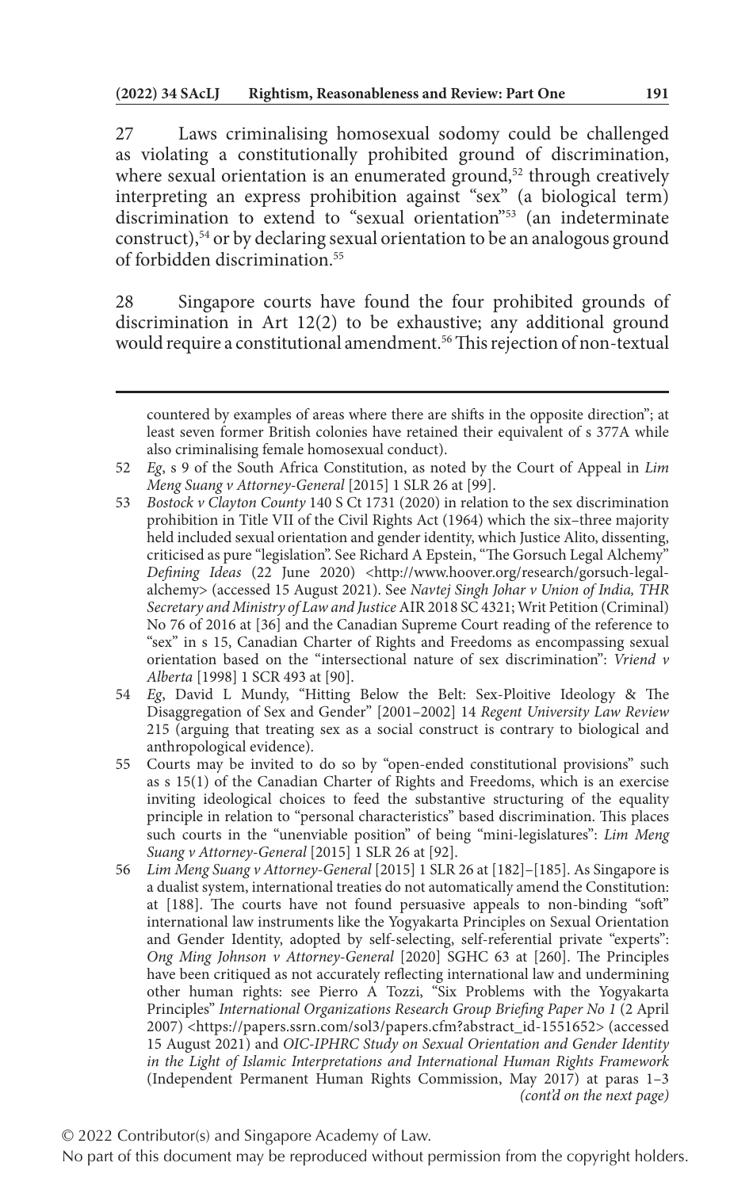27 Laws criminalising homosexual sodomy could be challenged as violating a constitutionally prohibited ground of discrimination, where sexual orientation is an enumerated ground,[52] through creatively interpreting an express prohibition against "sex" (a biological term) discrimination to extend to "sexual orientation"[53] (an indeterminate construct),[54] or by declaring sexual orientation to be an analogous ground of forbidden discrimination.[55]

28 Singapore courts have found the four prohibited grounds of discrimination in Art 12(2) to be exhaustive; any additional ground would require a constitutional amendment.[56] This rejection of non-textual

---

countered by examples of areas where there are shifts in the opposite direction"; at least seven former British colonies have retained their equivalent of s 377A while also criminalising female homosexual conduct).

52 *Eg*, s 9 of the South Africa Constitution, as noted by the Court of Appeal in *Lim Meng Suang v Attorney-General* [2015] 1 SLR 26 at [99].

53 *Bostock v Clayton County* 140 S Ct 1731 (2020) in relation to the sex discrimination prohibition in Title VII of the Civil Rights Act (1964) which the six–three majority held included sexual orientation and gender identity, which Justice Alito, dissenting, criticised as pure "legislation". See Richard A Epstein, "The Gorsuch Legal Alchemy" *Defining Ideas* (22 June 2020) <http://www.hoover.org/research/gorsuch-legal-alchemy> (accessed 15 August 2021). See *Navtej Singh Johar v Union of India, THR Secretary and Ministry of Law and Justice* AIR 2018 SC 4321; Writ Petition (Criminal) No 76 of 2016 at [36] and the Canadian Supreme Court reading of the reference to "sex" in s 15, Canadian Charter of Rights and Freedoms as encompassing sexual orientation based on the "intersectional nature of sex discrimination": *Vriend v Alberta* [1998] 1 SCR 493 at [90].

54 *Eg*, David L Mundy, "Hitting Below the Belt: Sex-Ploitive Ideology & The Disaggregation of Sex and Gender" [2001–2002] 14 *Regent University Law Review* 215 (arguing that treating sex as a social construct is contrary to biological and anthropological evidence).

55 Courts may be invited to do so by "open-ended constitutional provisions" such as s 15(1) of the Canadian Charter of Rights and Freedoms, which is an exercise inviting ideological choices to feed the substantive structuring of the equality principle in relation to "personal characteristics" based discrimination. This places such courts in the "unenviable position" of being "mini-legislatures": *Lim Meng Suang v Attorney-General* [2015] 1 SLR 26 at [92].

56 *Lim Meng Suang v Attorney-General* [2015] 1 SLR 26 at [182]–[185]. As Singapore is a dualist system, international treaties do not automatically amend the Constitution: at [188]. The courts have not found persuasive appeals to non-binding "soft" international law instruments like the Yogyakarta Principles on Sexual Orientation and Gender Identity, adopted by self-selecting, self-referential private "experts": *Ong Ming Johnson v Attorney-General* [2020] SGHC 63 at [260]. The Principles have been critiqued as not accurately reflecting international law and undermining other human rights: see Pierro A Tozzi, "Six Problems with the Yogyakarta Principles" *International Organizations Research Group Briefing Paper No 1* (2 April 2007) <https://papers.ssrn.com/sol3/papers.cfm?abstract_id-1551652> (accessed 15 August 2021) and *OIC-IPHRC Study on Sexual Orientation and Gender Identity in the Light of Islamic Interpretations and International Human Rights Framework* (Independent Permanent Human Rights Commission, May 2017) at paras 1–3 *(cont'd on the next page)*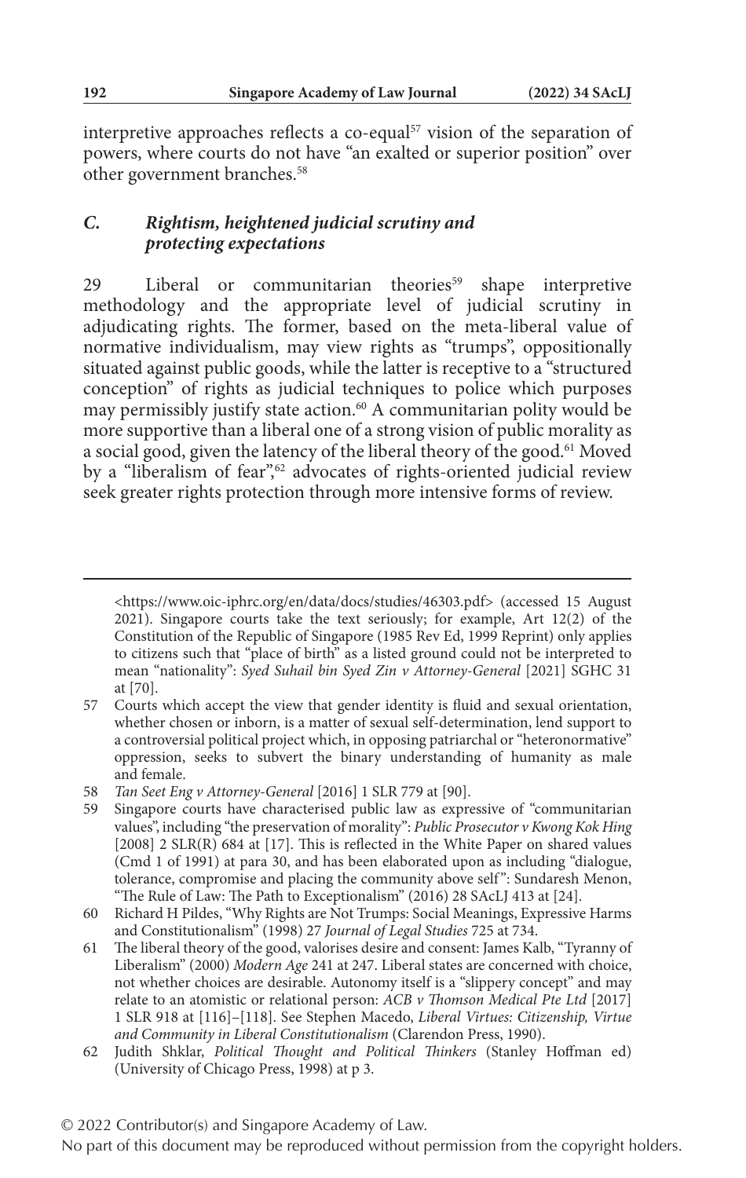interpretive approaches reflects a co-equal[57] vision of the separation of powers, where courts do not have "an exalted or superior position" over other government branches.[58]

### *C. Rightism, heightened judicial scrutiny and protecting expectations*

29 Liberal or communitarian theories[59] shape interpretive methodology and the appropriate level of judicial scrutiny in adjudicating rights. The former, based on the meta-liberal value of normative individualism, may view rights as "trumps", oppositionally situated against public goods, while the latter is receptive to a "structured conception" of rights as judicial techniques to police which purposes may permissibly justify state action.[60] A communitarian polity would be more supportive than a liberal one of a strong vision of public morality as a social good, given the latency of the liberal theory of the good.[61] Moved by a "liberalism of fear",[62] advocates of rights-oriented judicial review seek greater rights protection through more intensive forms of review.

---

<https://www.oic-iphrc.org/en/data/docs/studies/46303.pdf> (accessed 15 August 2021). Singapore courts take the text seriously; for example, Art 12(2) of the Constitution of the Republic of Singapore (1985 Rev Ed, 1999 Reprint) only applies to citizens such that "place of birth" as a listed ground could not be interpreted to mean "nationality": *Syed Suhail bin Syed Zin v Attorney-General* [2021] SGHC 31 at [70].

57 Courts which accept the view that gender identity is fluid and sexual orientation, whether chosen or inborn, is a matter of sexual self-determination, lend support to a controversial political project which, in opposing patriarchal or "heteronormative" oppression, seeks to subvert the binary understanding of humanity as male and female.

58 *Tan Seet Eng v Attorney-General* [2016] 1 SLR 779 at [90].

59 Singapore courts have characterised public law as expressive of "communitarian values", including "the preservation of morality": *Public Prosecutor v Kwong Kok Hing* [2008] 2 SLR(R) 684 at [17]. This is reflected in the White Paper on shared values (Cmd 1 of 1991) at para 30, and has been elaborated upon as including "dialogue, tolerance, compromise and placing the community above self": Sundaresh Menon, "The Rule of Law: The Path to Exceptionalism" (2016) 28 SAcLJ 413 at [24].

60 Richard H Pildes, "Why Rights are Not Trumps: Social Meanings, Expressive Harms and Constitutionalism" (1998) 27 *Journal of Legal Studies* 725 at 734.

61 The liberal theory of the good, valorises desire and consent: James Kalb, "Tyranny of Liberalism" (2000) *Modern Age* 241 at 247. Liberal states are concerned with choice, not whether choices are desirable. Autonomy itself is a "slippery concept" and may relate to an atomistic or relational person: *ACB v Thomson Medical Pte Ltd* [2017] 1 SLR 918 at [116]–[118]. See Stephen Macedo, *Liberal Virtues: Citizenship, Virtue and Community in Liberal Constitutionalism* (Clarendon Press, 1990).

62 Judith Shklar, *Political Thought and Political Thinkers* (Stanley Hoffman ed) (University of Chicago Press, 1998) at p 3.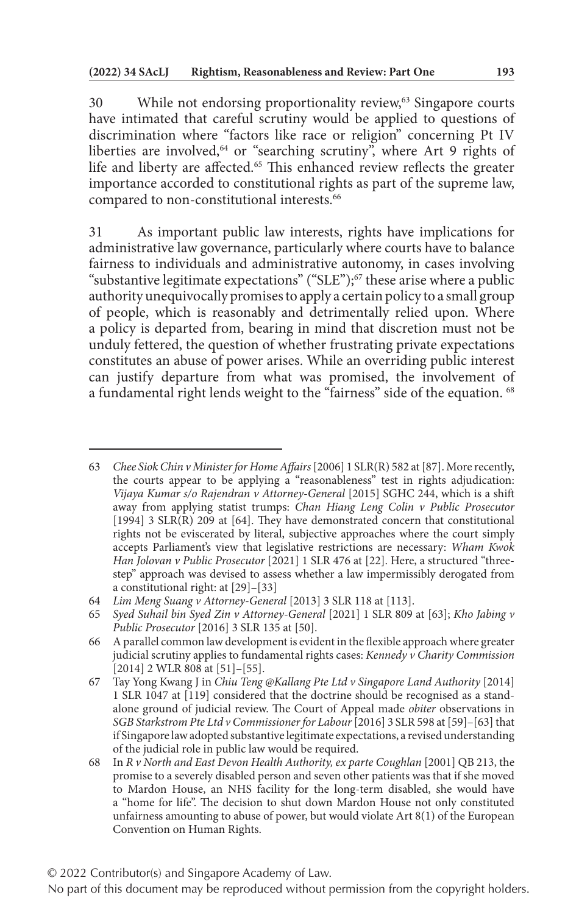30 While not endorsing proportionality review,[63] Singapore courts have intimated that careful scrutiny would be applied to questions of discrimination where "factors like race or religion" concerning Pt IV liberties are involved,[64] or "searching scrutiny", where Art 9 rights of life and liberty are affected.[65] This enhanced review reflects the greater importance accorded to constitutional rights as part of the supreme law, compared to non-constitutional interests.[66]

31 As important public law interests, rights have implications for administrative law governance, particularly where courts have to balance fairness to individuals and administrative autonomy, in cases involving "substantive legitimate expectations" ("SLE");[67] these arise where a public authority unequivocally promises to apply a certain policy to a small group of people, which is reasonably and detrimentally relied upon. Where a policy is departed from, bearing in mind that discretion must not be unduly fettered, the question of whether frustrating private expectations constitutes an abuse of power arises. While an overriding public interest can justify departure from what was promised, the involvement of a fundamental right lends weight to the "fairness" side of the equation.[68]

---

63 *Chee Siok Chin v Minister for Home Affairs* [2006] 1 SLR(R) 582 at [87]. More recently, the courts appear to be applying a "reasonableness" test in rights adjudication: *Vijaya Kumar s/o Rajendran v Attorney-General* [2015] SGHC 244, which is a shift away from applying statist trumps: *Chan Hiang Leng Colin v Public Prosecutor* [1994] 3 SLR(R) 209 at [64]. They have demonstrated concern that constitutional rights not be eviscerated by literal, subjective approaches where the court simply accepts Parliament's view that legislative restrictions are necessary: *Wham Kwok Han Jolovan v Public Prosecutor* [2021] 1 SLR 476 at [22]. Here, a structured "three-step" approach was devised to assess whether a law impermissibly derogated from a constitutional right: at [29]–[33]

64 *Lim Meng Suang v Attorney-General* [2013] 3 SLR 118 at [113].

65 *Syed Suhail bin Syed Zin v Attorney-General* [2021] 1 SLR 809 at [63]; *Kho Jabing v Public Prosecutor* [2016] 3 SLR 135 at [50].

66 A parallel common law development is evident in the flexible approach where greater judicial scrutiny applies to fundamental rights cases: *Kennedy v Charity Commission* [2014] 2 WLR 808 at [51]–[55].

67 Tay Yong Kwang J in *Chiu Teng @Kallang Pte Ltd v Singapore Land Authority* [2014] 1 SLR 1047 at [119] considered that the doctrine should be recognised as a stand-alone ground of judicial review. The Court of Appeal made *obiter* observations in *SGB Starkstrom Pte Ltd v Commissioner for Labour* [2016] 3 SLR 598 at [59]–[63] that if Singapore law adopted substantive legitimate expectations, a revised understanding of the judicial role in public law would be required.

68 In *R v North and East Devon Health Authority, ex parte Coughlan* [2001] QB 213, the promise to a severely disabled person and seven other patients was that if she moved to Mardon House, an NHS facility for the long-term disabled, she would have a "home for life". The decision to shut down Mardon House not only constituted unfairness amounting to abuse of power, but would violate Art 8(1) of the European Convention on Human Rights.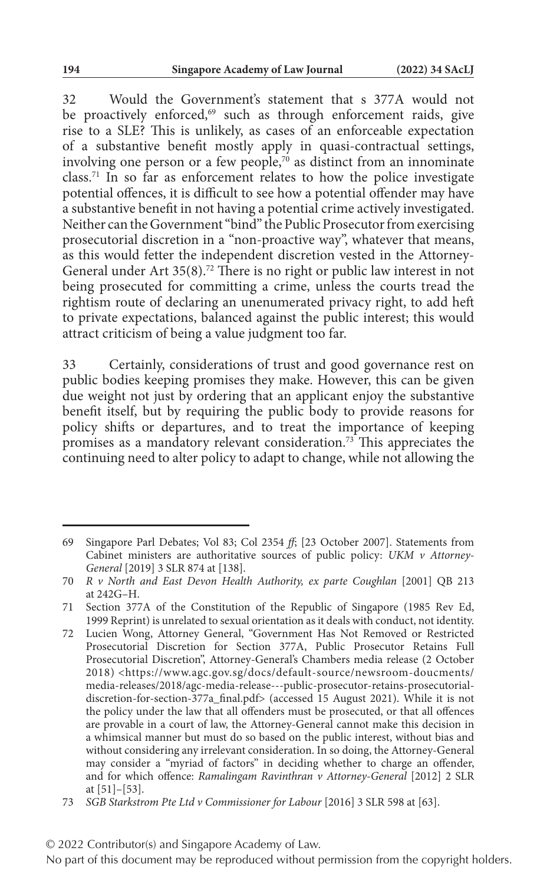32 Would the Government's statement that s 377A would not be proactively enforced,[69] such as through enforcement raids, give rise to a SLE? This is unlikely, as cases of an enforceable expectation of a substantive benefit mostly apply in quasi-contractual settings, involving one person or a few people,[70] as distinct from an innominate class.[71] In so far as enforcement relates to how the police investigate potential offences, it is difficult to see how a potential offender may have a substantive benefit in not having a potential crime actively investigated. Neither can the Government "bind" the Public Prosecutor from exercising prosecutorial discretion in a "non-proactive way", whatever that means, as this would fetter the independent discretion vested in the Attorney-General under Art 35(8).[72] There is no right or public law interest in not being prosecuted for committing a crime, unless the courts tread the rightism route of declaring an unenumerated privacy right, to add heft to private expectations, balanced against the public interest; this would attract criticism of being a value judgment too far.

33 Certainly, considerations of trust and good governance rest on public bodies keeping promises they make. However, this can be given due weight not just by ordering that an applicant enjoy the substantive benefit itself, but by requiring the public body to provide reasons for policy shifts or departures, and to treat the importance of keeping promises as a mandatory relevant consideration.[73] This appreciates the continuing need to alter policy to adapt to change, while not allowing the

---

69 Singapore Parl Debates; Vol 83; Col 2354 *ff*; [23 October 2007]. Statements from Cabinet ministers are authoritative sources of public policy: *UKM v Attorney-General* [2019] 3 SLR 874 at [138].

70 *R v North and East Devon Health Authority, ex parte Coughlan* [2001] QB 213 at 242G–H.

71 Section 377A of the Constitution of the Republic of Singapore (1985 Rev Ed, 1999 Reprint) is unrelated to sexual orientation as it deals with conduct, not identity.

72 Lucien Wong, Attorney General, "Government Has Not Removed or Restricted Prosecutorial Discretion for Section 377A, Public Prosecutor Retains Full Prosecutorial Discretion", Attorney-General's Chambers media release (2 October 2018) <https://www.agc.gov.sg/docs/default-source/newsroom-doucments/media-releases/2018/agc-media-release---public-prosecutor-retains-prosecutorial-discretion-for-section-377a_final.pdf> (accessed 15 August 2021). While it is not the policy under the law that all offenders must be prosecuted, or that all offences are provable in a court of law, the Attorney-General cannot make this decision in a whimsical manner but must do so based on the public interest, without bias and without considering any irrelevant consideration. In so doing, the Attorney-General may consider a "myriad of factors" in deciding whether to charge an offender, and for which offence: *Ramalingam Ravinthran v Attorney-General* [2012] 2 SLR at [51]–[53].

73 *SGB Starkstrom Pte Ltd v Commissioner for Labour* [2016] 3 SLR 598 at [63].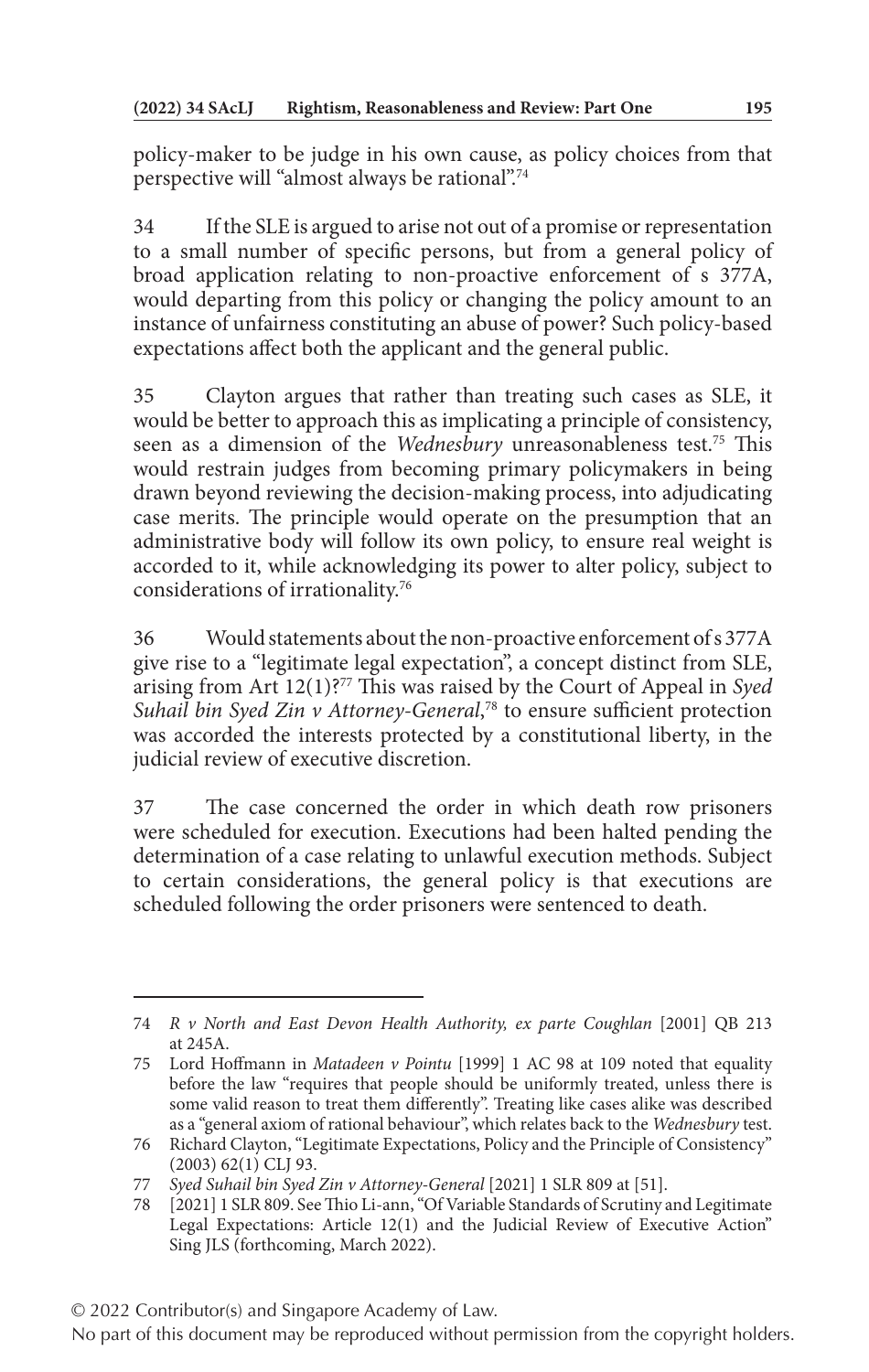policy-maker to be judge in his own cause, as policy choices from that perspective will "almost always be rational".[74]

34 If the SLE is argued to arise not out of a promise or representation to a small number of specific persons, but from a general policy of broad application relating to non-proactive enforcement of s 377A, would departing from this policy or changing the policy amount to an instance of unfairness constituting an abuse of power? Such policy-based expectations affect both the applicant and the general public.

35 Clayton argues that rather than treating such cases as SLE, it would be better to approach this as implicating a principle of consistency, seen as a dimension of the *Wednesbury* unreasonableness test.[75] This would restrain judges from becoming primary policymakers in being drawn beyond reviewing the decision-making process, into adjudicating case merits. The principle would operate on the presumption that an administrative body will follow its own policy, to ensure real weight is accorded to it, while acknowledging its power to alter policy, subject to considerations of irrationality.[76]

36 Would statements about the non-proactive enforcement of s 377A give rise to a "legitimate legal expectation", a concept distinct from SLE, arising from Art 12(1)?[77] This was raised by the Court of Appeal in *Syed Suhail bin Syed Zin v Attorney-General*,[78] to ensure sufficient protection was accorded the interests protected by a constitutional liberty, in the judicial review of executive discretion.

37 The case concerned the order in which death row prisoners were scheduled for execution. Executions had been halted pending the determination of a case relating to unlawful execution methods. Subject to certain considerations, the general policy is that executions are scheduled following the order prisoners were sentenced to death.

---

74 *R v North and East Devon Health Authority, ex parte Coughlan* [2001] QB 213 at 245A.

75 Lord Hoffmann in *Matadeen v Pointu* [1999] 1 AC 98 at 109 noted that equality before the law "requires that people should be uniformly treated, unless there is some valid reason to treat them differently". Treating like cases alike was described as a "general axiom of rational behaviour", which relates back to the *Wednesbury* test.

76 Richard Clayton, "Legitimate Expectations, Policy and the Principle of Consistency" (2003) 62(1) CLJ 93.

77 *Syed Suhail bin Syed Zin v Attorney-General* [2021] 1 SLR 809 at [51].

78 [2021] 1 SLR 809. See Thio Li-ann, "Of Variable Standards of Scrutiny and Legitimate Legal Expectations: Article 12(1) and the Judicial Review of Executive Action" Sing JLS (forthcoming, March 2022).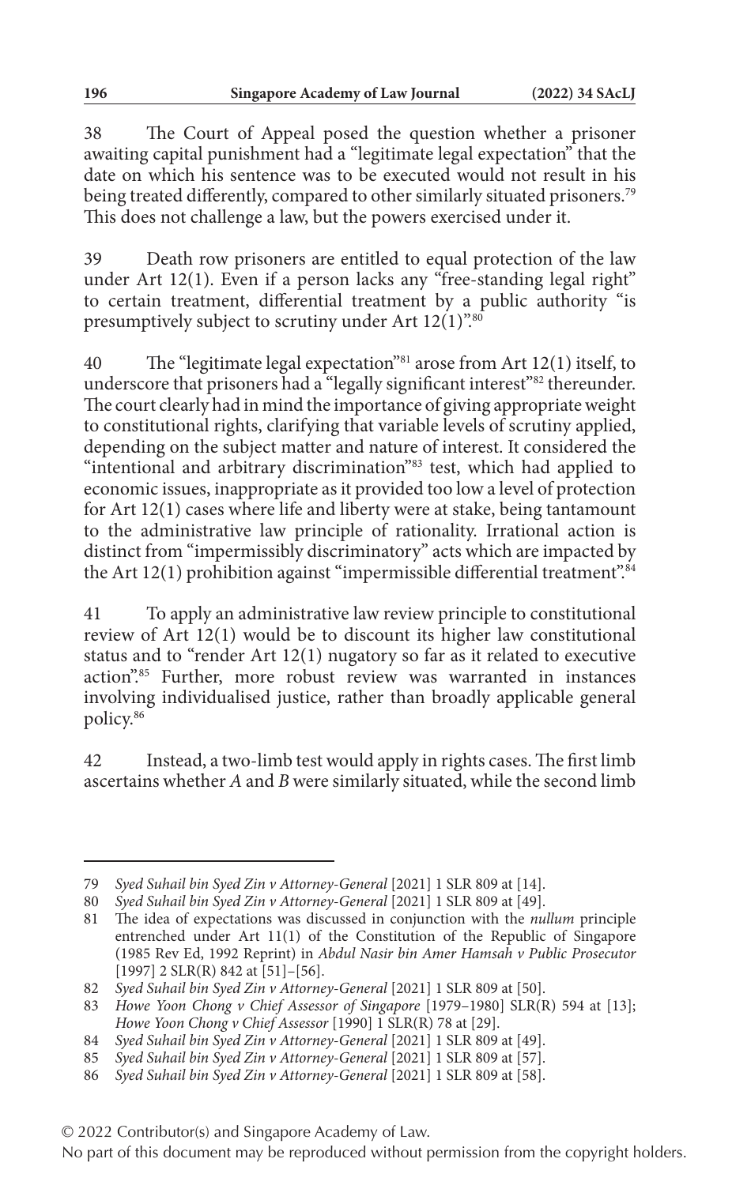38 The Court of Appeal posed the question whether a prisoner awaiting capital punishment had a "legitimate legal expectation" that the date on which his sentence was to be executed would not result in his being treated differently, compared to other similarly situated prisoners.[79] This does not challenge a law, but the powers exercised under it.

39 Death row prisoners are entitled to equal protection of the law under Art 12(1). Even if a person lacks any "free-standing legal right" to certain treatment, differential treatment by a public authority "is presumptively subject to scrutiny under Art 12(1)".[80]

40 The "legitimate legal expectation"[81] arose from Art 12(1) itself, to underscore that prisoners had a "legally significant interest"[82] thereunder. The court clearly had in mind the importance of giving appropriate weight to constitutional rights, clarifying that variable levels of scrutiny applied, depending on the subject matter and nature of interest. It considered the "intentional and arbitrary discrimination"[83] test, which had applied to economic issues, inappropriate as it provided too low a level of protection for Art 12(1) cases where life and liberty were at stake, being tantamount to the administrative law principle of rationality. Irrational action is distinct from "impermissibly discriminatory" acts which are impacted by the Art 12(1) prohibition against "impermissible differential treatment".[84]

41 To apply an administrative law review principle to constitutional review of Art 12(1) would be to discount its higher law constitutional status and to "render Art 12(1) nugatory so far as it related to executive action".[85] Further, more robust review was warranted in instances involving individualised justice, rather than broadly applicable general policy.[86]

42 Instead, a two-limb test would apply in rights cases. The first limb ascertains whether *A* and *B* were similarly situated, while the second limb

---

79 *Syed Suhail bin Syed Zin v Attorney-General* [2021] 1 SLR 809 at [14].

80 *Syed Suhail bin Syed Zin v Attorney-General* [2021] 1 SLR 809 at [49].

81 The idea of expectations was discussed in conjunction with the *nullum* principle entrenched under Art 11(1) of the Constitution of the Republic of Singapore (1985 Rev Ed, 1992 Reprint) in *Abdul Nasir bin Amer Hamsah v Public Prosecutor* [1997] 2 SLR(R) 842 at [51]–[56].

82 *Syed Suhail bin Syed Zin v Attorney-General* [2021] 1 SLR 809 at [50].

83 *Howe Yoon Chong v Chief Assessor of Singapore* [1979–1980] SLR(R) 594 at [13]; *Howe Yoon Chong v Chief Assessor* [1990] 1 SLR(R) 78 at [29].

84 *Syed Suhail bin Syed Zin v Attorney-General* [2021] 1 SLR 809 at [49].

85 *Syed Suhail bin Syed Zin v Attorney-General* [2021] 1 SLR 809 at [57].

86 *Syed Suhail bin Syed Zin v Attorney-General* [2021] 1 SLR 809 at [58].

© 2022 Contributor(s) and Singapore Academy of Law.

No part of this document may be reproduced without permission from the copyright holders.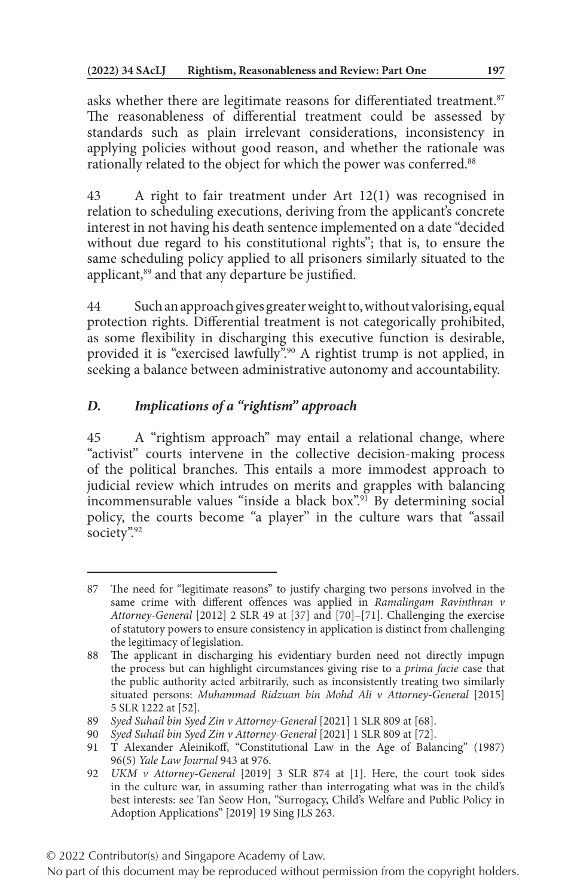asks whether there are legitimate reasons for differentiated treatment.[87] The reasonableness of differential treatment could be assessed by standards such as plain irrelevant considerations, inconsistency in applying policies without good reason, and whether the rationale was rationally related to the object for which the power was conferred.[88]

43 A right to fair treatment under Art 12(1) was recognised in relation to scheduling executions, deriving from the applicant's concrete interest in not having his death sentence implemented on a date "decided without due regard to his constitutional rights"; that is, to ensure the same scheduling policy applied to all prisoners similarly situated to the applicant,[89] and that any departure be justified.

44 Such an approach gives greater weight to, without valorising, equal protection rights. Differential treatment is not categorically prohibited, as some flexibility in discharging this executive function is desirable, provided it is "exercised lawfully".[90] A rightist trump is not applied, in seeking a balance between administrative autonomy and accountability.

### *D. Implications of a "rightism" approach*

45 A "rightism approach" may entail a relational change, where "activist" courts intervene in the collective decision-making process of the political branches. This entails a more immodest approach to judicial review which intrudes on merits and grapples with balancing incommensurable values "inside a black box".[91] By determining social policy, the courts become "a player" in the culture wars that "assail society".[92]

---

87 The need for "legitimate reasons" to justify charging two persons involved in the same crime with different offences was applied in *Ramalingam Ravinthran v Attorney-General* [2012] 2 SLR 49 at [37] and [70]–[71]. Challenging the exercise of statutory powers to ensure consistency in application is distinct from challenging the legitimacy of legislation.

88 The applicant in discharging his evidentiary burden need not directly impugn the process but can highlight circumstances giving rise to a *prima facie* case that the public authority acted arbitrarily, such as inconsistently treating two similarly situated persons: *Muhammad Ridzuan bin Mohd Ali v Attorney-General* [2015] 5 SLR 1222 at [52].

89 *Syed Suhail bin Syed Zin v Attorney-General* [2021] 1 SLR 809 at [68].

90 *Syed Suhail bin Syed Zin v Attorney-General* [2021] 1 SLR 809 at [72].

91 T Alexander Aleinikoff, "Constitutional Law in the Age of Balancing" (1987) 96(5) *Yale Law Journal* 943 at 976.

92 *UKM v Attorney-General* [2019] 3 SLR 874 at [1]. Here, the court took sides in the culture war, in assuming rather than interrogating what was in the child's best interests: see Tan Seow Hon, "Surrogacy, Child's Welfare and Public Policy in Adoption Applications" [2019] 19 Sing JLS 263.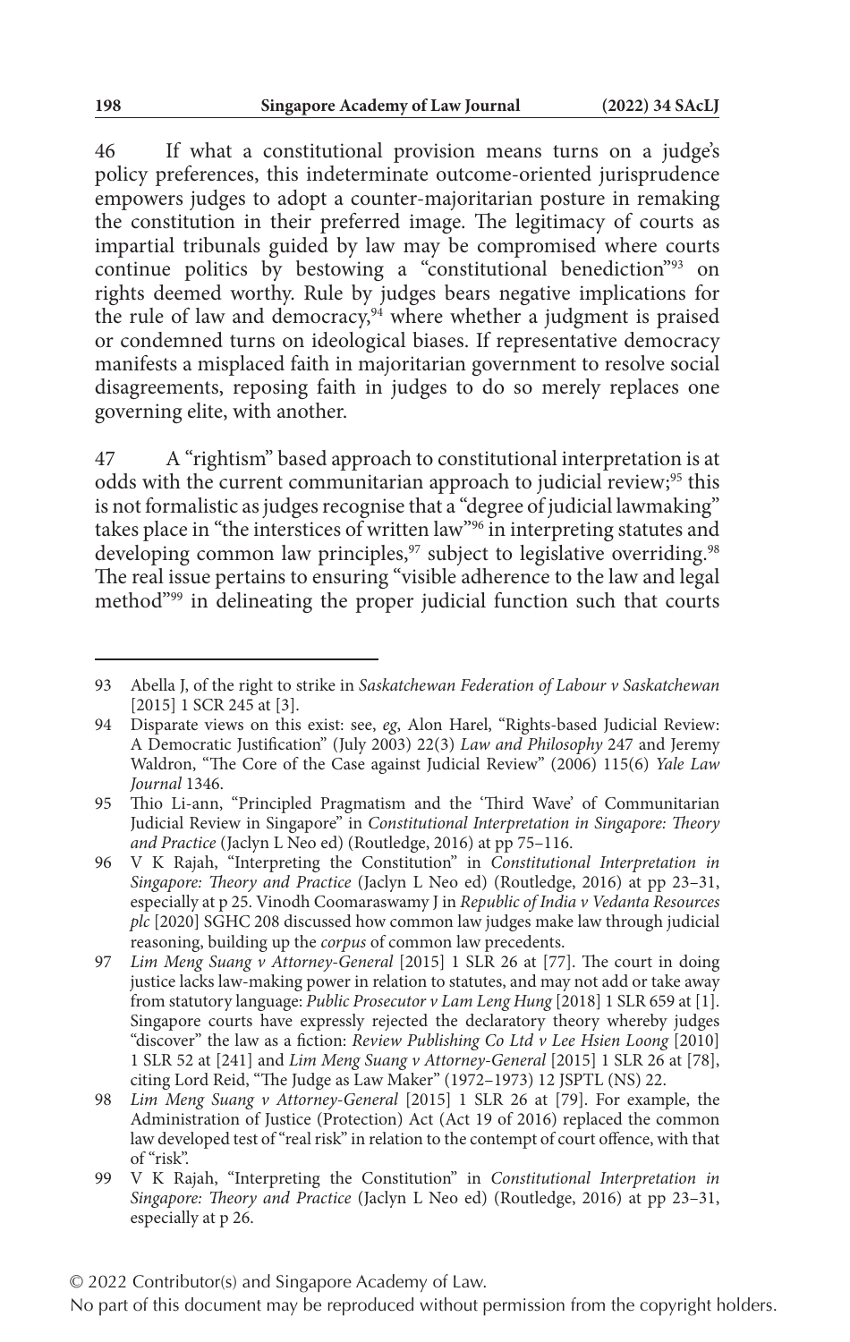46 If what a constitutional provision means turns on a judge's policy preferences, this indeterminate outcome-oriented jurisprudence empowers judges to adopt a counter-majoritarian posture in remaking the constitution in their preferred image. The legitimacy of courts as impartial tribunals guided by law may be compromised where courts continue politics by bestowing a "constitutional benediction"[93] on rights deemed worthy. Rule by judges bears negative implications for the rule of law and democracy,[94] where whether a judgment is praised or condemned turns on ideological biases. If representative democracy manifests a misplaced faith in majoritarian government to resolve social disagreements, reposing faith in judges to do so merely replaces one governing elite, with another.

47 A "rightism" based approach to constitutional interpretation is at odds with the current communitarian approach to judicial review;[95] this is not formalistic as judges recognise that a "degree of judicial lawmaking" takes place in "the interstices of written law"[96] in interpreting statutes and developing common law principles,[97] subject to legislative overriding.[98] The real issue pertains to ensuring "visible adherence to the law and legal method"[99] in delineating the proper judicial function such that courts

---

93 Abella J, of the right to strike in *Saskatchewan Federation of Labour v Saskatchewan* [2015] 1 SCR 245 at [3].

94 Disparate views on this exist: see, *eg*, Alon Harel, "Rights-based Judicial Review: A Democratic Justification" (July 2003) 22(3) *Law and Philosophy* 247 and Jeremy Waldron, "The Core of the Case against Judicial Review" (2006) 115(6) *Yale Law Journal* 1346.

95 Thio Li-ann, "Principled Pragmatism and the 'Third Wave' of Communitarian Judicial Review in Singapore" in *Constitutional Interpretation in Singapore: Theory and Practice* (Jaclyn L Neo ed) (Routledge, 2016) at pp 75–116.

96 V K Rajah, "Interpreting the Constitution" in *Constitutional Interpretation in Singapore: Theory and Practice* (Jaclyn L Neo ed) (Routledge, 2016) at pp 23–31, especially at p 25. Vinodh Coomaraswamy J in *Republic of India v Vedanta Resources plc* [2020] SGHC 208 discussed how common law judges make law through judicial reasoning, building up the *corpus* of common law precedents.

97 *Lim Meng Suang v Attorney-General* [2015] 1 SLR 26 at [77]. The court in doing justice lacks law-making power in relation to statutes, and may not add or take away from statutory language: *Public Prosecutor v Lam Leng Hung* [2018] 1 SLR 659 at [1]. Singapore courts have expressly rejected the declaratory theory whereby judges "discover" the law as a fiction: *Review Publishing Co Ltd v Lee Hsien Loong* [2010] 1 SLR 52 at [241] and *Lim Meng Suang v Attorney-General* [2015] 1 SLR 26 at [78], citing Lord Reid, "The Judge as Law Maker" (1972–1973) 12 JSPTL (NS) 22.

98 *Lim Meng Suang v Attorney-General* [2015] 1 SLR 26 at [79]. For example, the Administration of Justice (Protection) Act (Act 19 of 2016) replaced the common law developed test of "real risk" in relation to the contempt of court offence, with that of "risk".

99 V K Rajah, "Interpreting the Constitution" in *Constitutional Interpretation in Singapore: Theory and Practice* (Jaclyn L Neo ed) (Routledge, 2016) at pp 23–31, especially at p 26.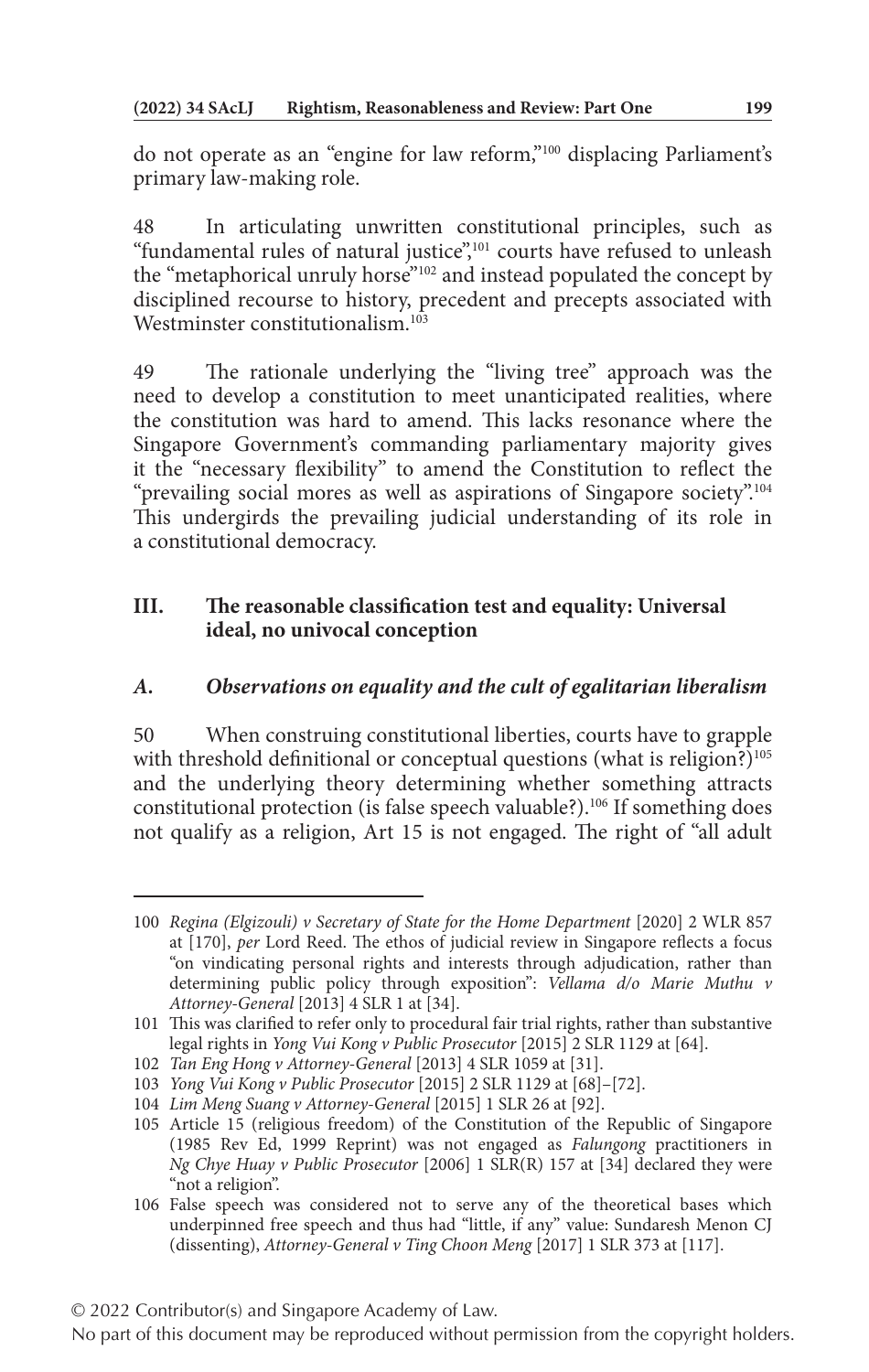do not operate as an "engine for law reform,"[100] displacing Parliament's primary law-making role.

48 In articulating unwritten constitutional principles, such as "fundamental rules of natural justice",[101] courts have refused to unleash the "metaphorical unruly horse"[102] and instead populated the concept by disciplined recourse to history, precedent and precepts associated with Westminster constitutionalism.[103]

49 The rationale underlying the "living tree" approach was the need to develop a constitution to meet unanticipated realities, where the constitution was hard to amend. This lacks resonance where the Singapore Government's commanding parliamentary majority gives it the "necessary flexibility" to amend the Constitution to reflect the "prevailing social mores as well as aspirations of Singapore society".[104] This undergirds the prevailing judicial understanding of its role in a constitutional democracy.

## III. The reasonable classification test and equality: Universal ideal, no univocal conception

### *A. Observations on equality and the cult of egalitarian liberalism*

50 When construing constitutional liberties, courts have to grapple with threshold definitional or conceptual questions (what is religion?)[105] and the underlying theory determining whether something attracts constitutional protection (is false speech valuable?).[106] If something does not qualify as a religion, Art 15 is not engaged. The right of "all adult

---

100 *Regina (Elgizouli) v Secretary of State for the Home Department* [2020] 2 WLR 857 at [170], *per* Lord Reed. The ethos of judicial review in Singapore reflects a focus "on vindicating personal rights and interests through adjudication, rather than determining public policy through exposition": *Vellama d/o Marie Muthu v Attorney-General* [2013] 4 SLR 1 at [34].

101 This was clarified to refer only to procedural fair trial rights, rather than substantive legal rights in *Yong Vui Kong v Public Prosecutor* [2015] 2 SLR 1129 at [64].

102 *Tan Eng Hong v Attorney-General* [2013] 4 SLR 1059 at [31].

103 *Yong Vui Kong v Public Prosecutor* [2015] 2 SLR 1129 at [68]–[72].

104 *Lim Meng Suang v Attorney-General* [2015] 1 SLR 26 at [92].

105 Article 15 (religious freedom) of the Constitution of the Republic of Singapore (1985 Rev Ed, 1999 Reprint) was not engaged as *Falungong* practitioners in *Ng Chye Huay v Public Prosecutor* [2006] 1 SLR(R) 157 at [34] declared they were "not a religion".

106 False speech was considered not to serve any of the theoretical bases which underpinned free speech and thus had "little, if any" value: Sundaresh Menon CJ (dissenting), *Attorney-General v Ting Choon Meng* [2017] 1 SLR 373 at [117].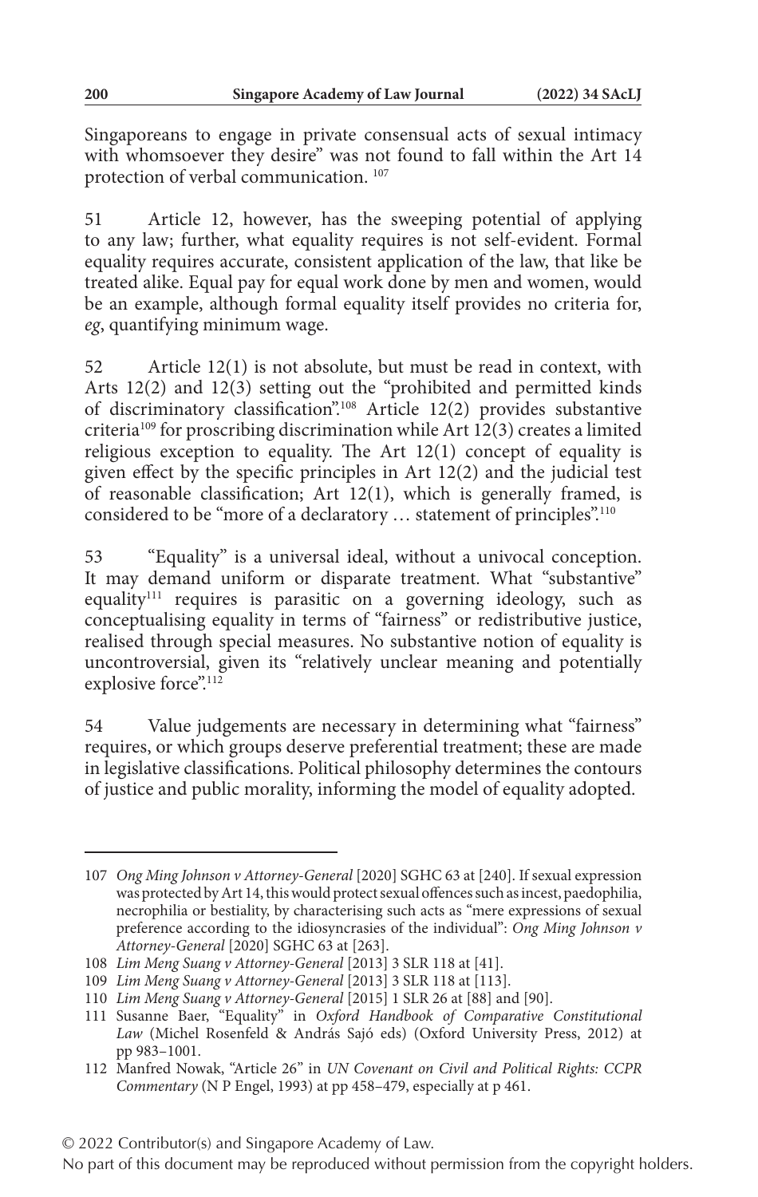Singaporeans to engage in private consensual acts of sexual intimacy with whomsoever they desire" was not found to fall within the Art 14 protection of verbal communication. [107]

51 Article 12, however, has the sweeping potential of applying to any law; further, what equality requires is not self-evident. Formal equality requires accurate, consistent application of the law, that like be treated alike. Equal pay for equal work done by men and women, would be an example, although formal equality itself provides no criteria for, *eg*, quantifying minimum wage.

52 Article 12(1) is not absolute, but must be read in context, with Arts 12(2) and 12(3) setting out the "prohibited and permitted kinds of discriminatory classification".[108] Article 12(2) provides substantive criteria[109] for proscribing discrimination while Art 12(3) creates a limited religious exception to equality. The Art 12(1) concept of equality is given effect by the specific principles in Art 12(2) and the judicial test of reasonable classification; Art 12(1), which is generally framed, is considered to be "more of a declaratory … statement of principles".[110]

53 "Equality" is a universal ideal, without a univocal conception. It may demand uniform or disparate treatment. What "substantive" equality[111] requires is parasitic on a governing ideology, such as conceptualising equality in terms of "fairness" or redistributive justice, realised through special measures. No substantive notion of equality is uncontroversial, given its "relatively unclear meaning and potentially explosive force".[112]

54 Value judgements are necessary in determining what "fairness" requires, or which groups deserve preferential treatment; these are made in legislative classifications. Political philosophy determines the contours of justice and public morality, informing the model of equality adopted.

---

107 *Ong Ming Johnson v Attorney-General* [2020] SGHC 63 at [240]. If sexual expression was protected by Art 14, this would protect sexual offences such as incest, paedophilia, necrophilia or bestiality, by characterising such acts as "mere expressions of sexual preference according to the idiosyncrasies of the individual": *Ong Ming Johnson v Attorney-General* [2020] SGHC 63 at [263].

108 *Lim Meng Suang v Attorney-General* [2013] 3 SLR 118 at [41].

109 *Lim Meng Suang v Attorney-General* [2013] 3 SLR 118 at [113].

110 *Lim Meng Suang v Attorney-General* [2015] 1 SLR 26 at [88] and [90].

111 Susanne Baer, "Equality" in *Oxford Handbook of Comparative Constitutional Law* (Michel Rosenfeld & András Sajó eds) (Oxford University Press, 2012) at pp 983–1001.

112 Manfred Nowak, "Article 26" in *UN Covenant on Civil and Political Rights: CCPR Commentary* (N P Engel, 1993) at pp 458–479, especially at p 461.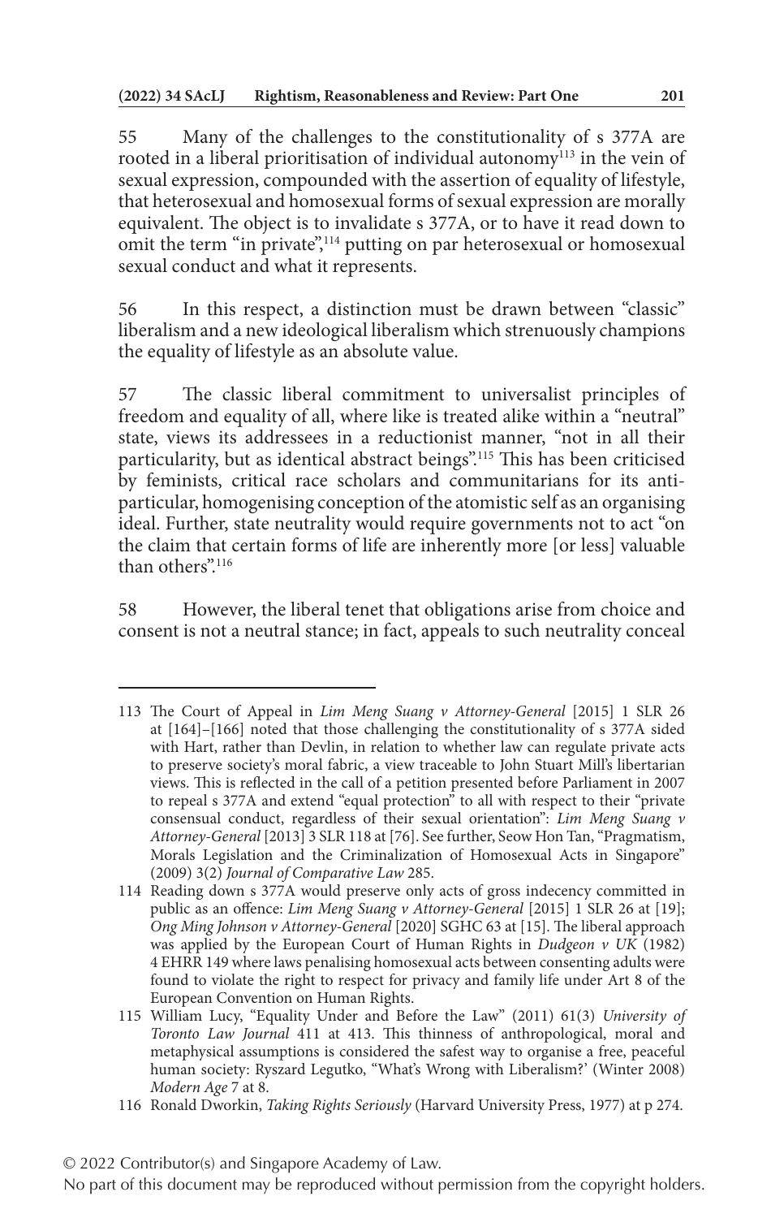55 Many of the challenges to the constitutionality of s 377A are rooted in a liberal prioritisation of individual autonomy[113] in the vein of sexual expression, compounded with the assertion of equality of lifestyle, that heterosexual and homosexual forms of sexual expression are morally equivalent. The object is to invalidate s 377A, or to have it read down to omit the term "in private",[114] putting on par heterosexual or homosexual sexual conduct and what it represents.

56 In this respect, a distinction must be drawn between "classic" liberalism and a new ideological liberalism which strenuously champions the equality of lifestyle as an absolute value.

57 The classic liberal commitment to universalist principles of freedom and equality of all, where like is treated alike within a "neutral" state, views its addressees in a reductionist manner, "not in all their particularity, but as identical abstract beings".[115] This has been criticised by feminists, critical race scholars and communitarians for its anti-particular, homogenising conception of the atomistic self as an organising ideal. Further, state neutrality would require governments not to act "on the claim that certain forms of life are inherently more [or less] valuable than others".[116]

58 However, the liberal tenet that obligations arise from choice and consent is not a neutral stance; in fact, appeals to such neutrality conceal

---

113 The Court of Appeal in *Lim Meng Suang v Attorney-General* [2015] 1 SLR 26 at [164]–[166] noted that those challenging the constitutionality of s 377A sided with Hart, rather than Devlin, in relation to whether law can regulate private acts to preserve society's moral fabric, a view traceable to John Stuart Mill's libertarian views. This is reflected in the call of a petition presented before Parliament in 2007 to repeal s 377A and extend "equal protection" to all with respect to their "private consensual conduct, regardless of their sexual orientation": *Lim Meng Suang v Attorney-General* [2013] 3 SLR 118 at [76]. See further, Seow Hon Tan, "Pragmatism, Morals Legislation and the Criminalization of Homosexual Acts in Singapore" (2009) 3(2) *Journal of Comparative Law* 285.

114 Reading down s 377A would preserve only acts of gross indecency committed in public as an offence: *Lim Meng Suang v Attorney-General* [2015] 1 SLR 26 at [19]; *Ong Ming Johnson v Attorney-General* [2020] SGHC 63 at [15]. The liberal approach was applied by the European Court of Human Rights in *Dudgeon v UK* (1982) 4 EHRR 149 where laws penalising homosexual acts between consenting adults were found to violate the right to respect for privacy and family life under Art 8 of the European Convention on Human Rights.

115 William Lucy, "Equality Under and Before the Law" (2011) 61(3) *University of Toronto Law Journal* 411 at 413. This thinness of anthropological, moral and metaphysical assumptions is considered the safest way to organise a free, peaceful human society: Ryszard Legutko, "What's Wrong with Liberalism?' (Winter 2008) *Modern Age* 7 at 8.

116 Ronald Dworkin, *Taking Rights Seriously* (Harvard University Press, 1977) at p 274.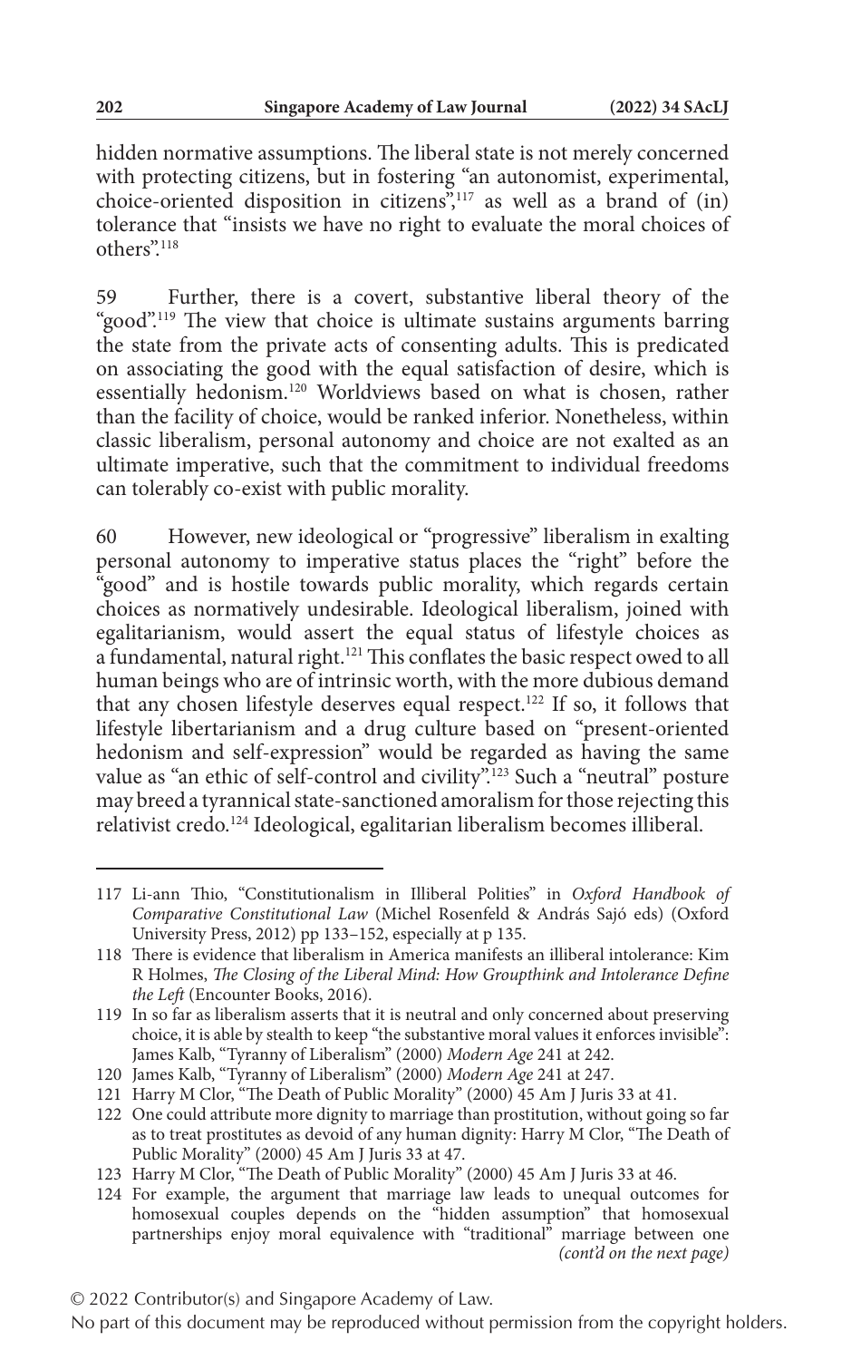hidden normative assumptions. The liberal state is not merely concerned with protecting citizens, but in fostering "an autonomist, experimental, choice-oriented disposition in citizens",[117] as well as a brand of (in) tolerance that "insists we have no right to evaluate the moral choices of others".[118]

59 Further, there is a covert, substantive liberal theory of the "good".[119] The view that choice is ultimate sustains arguments barring the state from the private acts of consenting adults. This is predicated on associating the good with the equal satisfaction of desire, which is essentially hedonism.[120] Worldviews based on what is chosen, rather than the facility of choice, would be ranked inferior. Nonetheless, within classic liberalism, personal autonomy and choice are not exalted as an ultimate imperative, such that the commitment to individual freedoms can tolerably co-exist with public morality.

60 However, new ideological or "progressive" liberalism in exalting personal autonomy to imperative status places the "right" before the "good" and is hostile towards public morality, which regards certain choices as normatively undesirable. Ideological liberalism, joined with egalitarianism, would assert the equal status of lifestyle choices as a fundamental, natural right.[121] This conflates the basic respect owed to all human beings who are of intrinsic worth, with the more dubious demand that any chosen lifestyle deserves equal respect.[122] If so, it follows that lifestyle libertarianism and a drug culture based on "present-oriented hedonism and self-expression" would be regarded as having the same value as "an ethic of self-control and civility".[123] Such a "neutral" posture may breed a tyrannical state-sanctioned amoralism for those rejecting this relativist credo.[124] Ideological, egalitarian liberalism becomes illiberal.

---

117 Li-ann Thio, "Constitutionalism in Illiberal Polities" in *Oxford Handbook of Comparative Constitutional Law* (Michel Rosenfeld & András Sajó eds) (Oxford University Press, 2012) pp 133–152, especially at p 135.

118 There is evidence that liberalism in America manifests an illiberal intolerance: Kim R Holmes, *The Closing of the Liberal Mind: How Groupthink and Intolerance Define the Left* (Encounter Books, 2016).

119 In so far as liberalism asserts that it is neutral and only concerned about preserving choice, it is able by stealth to keep "the substantive moral values it enforces invisible": James Kalb, "Tyranny of Liberalism" (2000) *Modern Age* 241 at 242.

120 James Kalb, "Tyranny of Liberalism" (2000) *Modern Age* 241 at 247.

121 Harry M Clor, "The Death of Public Morality" (2000) 45 Am J Juris 33 at 41.

122 One could attribute more dignity to marriage than prostitution, without going so far as to treat prostitutes as devoid of any human dignity: Harry M Clor, "The Death of Public Morality" (2000) 45 Am J Juris 33 at 47.

123 Harry M Clor, "The Death of Public Morality" (2000) 45 Am J Juris 33 at 46.

124 For example, the argument that marriage law leads to unequal outcomes for homosexual couples depends on the "hidden assumption" that homosexual partnerships enjoy moral equivalence with "traditional" marriage between one *(cont'd on the next page)*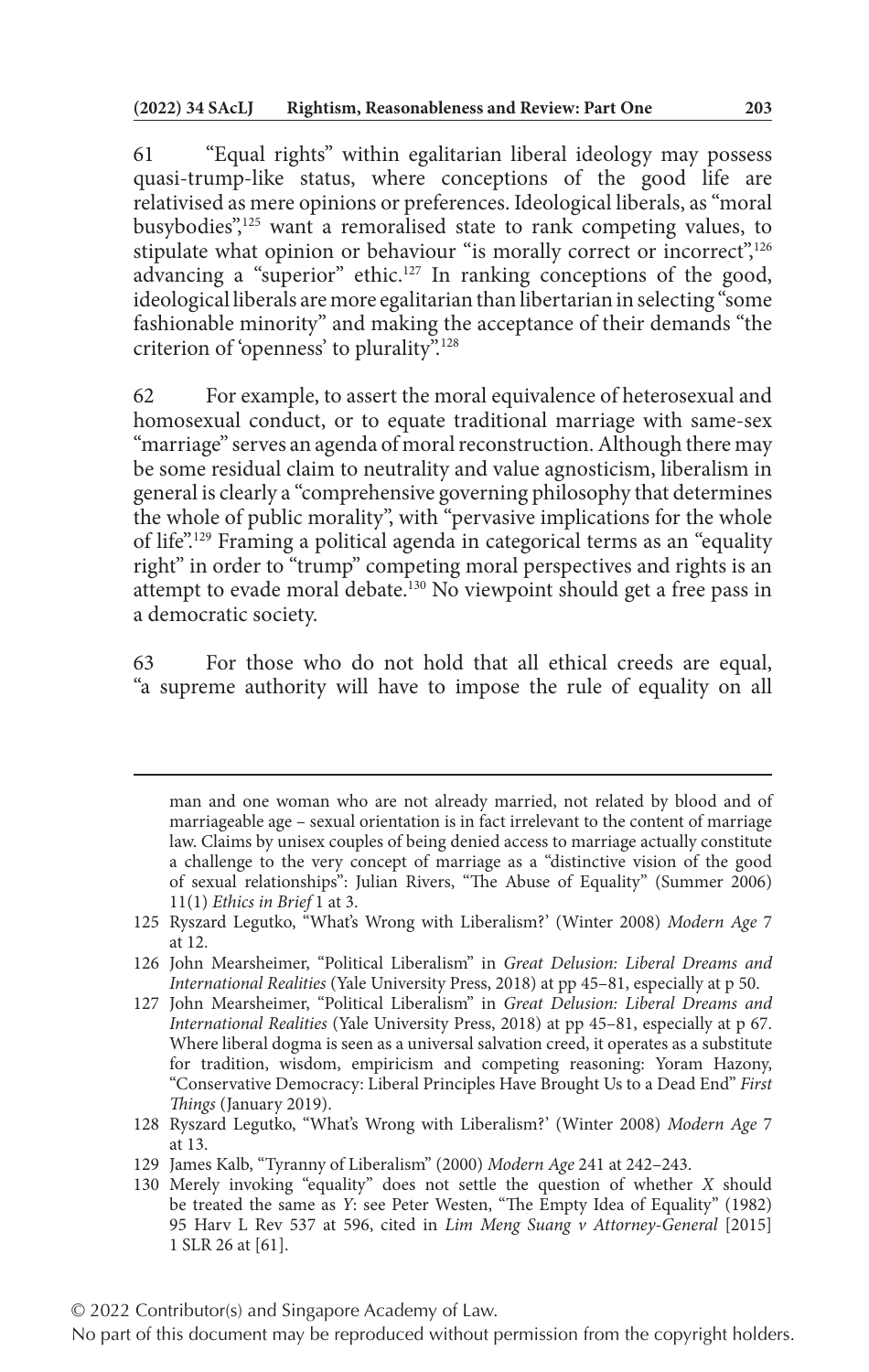61 "Equal rights" within egalitarian liberal ideology may possess quasi-trump-like status, where conceptions of the good life are relativised as mere opinions or preferences. Ideological liberals, as "moral busybodies",[125] want a remoralised state to rank competing values, to stipulate what opinion or behaviour "is morally correct or incorrect",[126] advancing a "superior" ethic.[127] In ranking conceptions of the good, ideological liberals are more egalitarian than libertarian in selecting "some fashionable minority" and making the acceptance of their demands "the criterion of 'openness' to plurality".[128]

62 For example, to assert the moral equivalence of heterosexual and homosexual conduct, or to equate traditional marriage with same-sex "marriage" serves an agenda of moral reconstruction. Although there may be some residual claim to neutrality and value agnosticism, liberalism in general is clearly a "comprehensive governing philosophy that determines the whole of public morality", with "pervasive implications for the whole of life".[129] Framing a political agenda in categorical terms as an "equality right" in order to "trump" competing moral perspectives and rights is an attempt to evade moral debate.[130] No viewpoint should get a free pass in a democratic society.

63 For those who do not hold that all ethical creeds are equal, "a supreme authority will have to impose the rule of equality on all

---

man and one woman who are not already married, not related by blood and of marriageable age – sexual orientation is in fact irrelevant to the content of marriage law. Claims by unisex couples of being denied access to marriage actually constitute a challenge to the very concept of marriage as a "distinctive vision of the good of sexual relationships": Julian Rivers, "The Abuse of Equality" (Summer 2006) 11(1) *Ethics in Brief* 1 at 3.

125 Ryszard Legutko, "What's Wrong with Liberalism?' (Winter 2008) *Modern Age* 7 at 12.

126 John Mearsheimer, "Political Liberalism" in *Great Delusion: Liberal Dreams and International Realities* (Yale University Press, 2018) at pp 45–81, especially at p 50.

127 John Mearsheimer, "Political Liberalism" in *Great Delusion: Liberal Dreams and International Realities* (Yale University Press, 2018) at pp 45–81, especially at p 67. Where liberal dogma is seen as a universal salvation creed, it operates as a substitute for tradition, wisdom, empiricism and competing reasoning: Yoram Hazony, "Conservative Democracy: Liberal Principles Have Brought Us to a Dead End" *First Things* (January 2019).

128 Ryszard Legutko, "What's Wrong with Liberalism?' (Winter 2008) *Modern Age* 7 at 13.

129 James Kalb, "Tyranny of Liberalism" (2000) *Modern Age* 241 at 242–243.

130 Merely invoking "equality" does not settle the question of whether *X* should be treated the same as *Y*: see Peter Westen, "The Empty Idea of Equality" (1982) 95 Harv L Rev 537 at 596, cited in *Lim Meng Suang v Attorney-General* [2015] 1 SLR 26 at [61].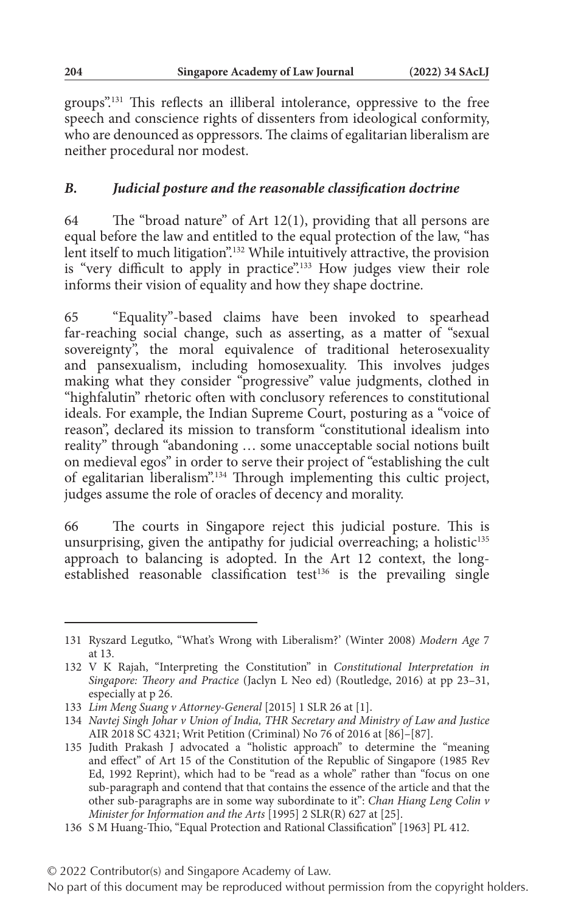groups".[131] This reflects an illiberal intolerance, oppressive to the free speech and conscience rights of dissenters from ideological conformity, who are denounced as oppressors. The claims of egalitarian liberalism are neither procedural nor modest.

### *B. Judicial posture and the reasonable classification doctrine*

64 The "broad nature" of Art 12(1), providing that all persons are equal before the law and entitled to the equal protection of the law, "has lent itself to much litigation".[132] While intuitively attractive, the provision is "very difficult to apply in practice".[133] How judges view their role informs their vision of equality and how they shape doctrine.

65 "Equality"-based claims have been invoked to spearhead far-reaching social change, such as asserting, as a matter of "sexual sovereignty", the moral equivalence of traditional heterosexuality and pansexualism, including homosexuality. This involves judges making what they consider "progressive" value judgments, clothed in "highfalutin" rhetoric often with conclusory references to constitutional ideals. For example, the Indian Supreme Court, posturing as a "voice of reason", declared its mission to transform "constitutional idealism into reality" through "abandoning … some unacceptable social notions built on medieval egos" in order to serve their project of "establishing the cult of egalitarian liberalism".[134] Through implementing this cultic project, judges assume the role of oracles of decency and morality.

66 The courts in Singapore reject this judicial posture. This is unsurprising, given the antipathy for judicial overreaching; a holistic[135] approach to balancing is adopted. In the Art 12 context, the long-established reasonable classification test[136] is the prevailing single

---

131 Ryszard Legutko, "What's Wrong with Liberalism?' (Winter 2008) *Modern Age* 7 at 13.

132 V K Rajah, "Interpreting the Constitution" in *Constitutional Interpretation in Singapore: Theory and Practice* (Jaclyn L Neo ed) (Routledge, 2016) at pp 23–31, especially at p 26.

133 *Lim Meng Suang v Attorney-General* [2015] 1 SLR 26 at [1].

134 *Navtej Singh Johar v Union of India, THR Secretary and Ministry of Law and Justice* AIR 2018 SC 4321; Writ Petition (Criminal) No 76 of 2016 at [86]–[87].

135 Judith Prakash J advocated a "holistic approach" to determine the "meaning and effect" of Art 15 of the Constitution of the Republic of Singapore (1985 Rev Ed, 1992 Reprint), which had to be "read as a whole" rather than "focus on one sub-paragraph and contend that that contains the essence of the article and that the other sub-paragraphs are in some way subordinate to it": *Chan Hiang Leng Colin v Minister for Information and the Arts* [1995] 2 SLR(R) 627 at [25].

136 S M Huang-Thio, "Equal Protection and Rational Classification" [1963] PL 412.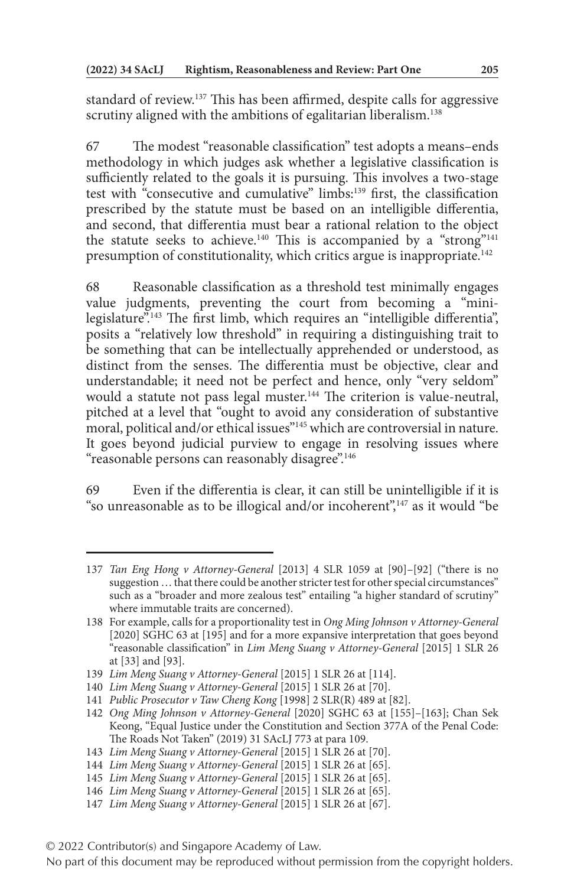standard of review.[137] This has been affirmed, despite calls for aggressive scrutiny aligned with the ambitions of egalitarian liberalism.[138]

67 The modest "reasonable classification" test adopts a means–ends methodology in which judges ask whether a legislative classification is sufficiently related to the goals it is pursuing. This involves a two-stage test with "consecutive and cumulative" limbs:[139] first, the classification prescribed by the statute must be based on an intelligible differentia, and second, that differentia must bear a rational relation to the object the statute seeks to achieve.[140] This is accompanied by a "strong"[141] presumption of constitutionality, which critics argue is inappropriate.[142]

68 Reasonable classification as a threshold test minimally engages value judgments, preventing the court from becoming a "mini-legislature".[143] The first limb, which requires an "intelligible differentia", posits a "relatively low threshold" in requiring a distinguishing trait to be something that can be intellectually apprehended or understood, as distinct from the senses. The differentia must be objective, clear and understandable; it need not be perfect and hence, only "very seldom" would a statute not pass legal muster.[144] The criterion is value-neutral, pitched at a level that "ought to avoid any consideration of substantive moral, political and/or ethical issues"[145] which are controversial in nature. It goes beyond judicial purview to engage in resolving issues where "reasonable persons can reasonably disagree".[146]

69 Even if the differentia is clear, it can still be unintelligible if it is "so unreasonable as to be illogical and/or incoherent",[147] as it would "be

---

137 *Tan Eng Hong v Attorney-General* [2013] 4 SLR 1059 at [90]–[92] ("there is no suggestion … that there could be another stricter test for other special circumstances" such as a "broader and more zealous test" entailing "a higher standard of scrutiny" where immutable traits are concerned).

138 For example, calls for a proportionality test in *Ong Ming Johnson v Attorney-General* [2020] SGHC 63 at [195] and for a more expansive interpretation that goes beyond "reasonable classification" in *Lim Meng Suang v Attorney-General* [2015] 1 SLR 26 at [33] and [93].

139 *Lim Meng Suang v Attorney-General* [2015] 1 SLR 26 at [114].

140 *Lim Meng Suang v Attorney-General* [2015] 1 SLR 26 at [70].

141 *Public Prosecutor v Taw Cheng Kong* [1998] 2 SLR(R) 489 at [82].

142 *Ong Ming Johnson v Attorney-General* [2020] SGHC 63 at [155]–[163]; Chan Sek Keong, "Equal Justice under the Constitution and Section 377A of the Penal Code: The Roads Not Taken" (2019) 31 SAcLJ 773 at para 109.

143 *Lim Meng Suang v Attorney-General* [2015] 1 SLR 26 at [70].

144 *Lim Meng Suang v Attorney-General* [2015] 1 SLR 26 at [65].

145 *Lim Meng Suang v Attorney-General* [2015] 1 SLR 26 at [65].

146 *Lim Meng Suang v Attorney-General* [2015] 1 SLR 26 at [65].

147 *Lim Meng Suang v Attorney-General* [2015] 1 SLR 26 at [67].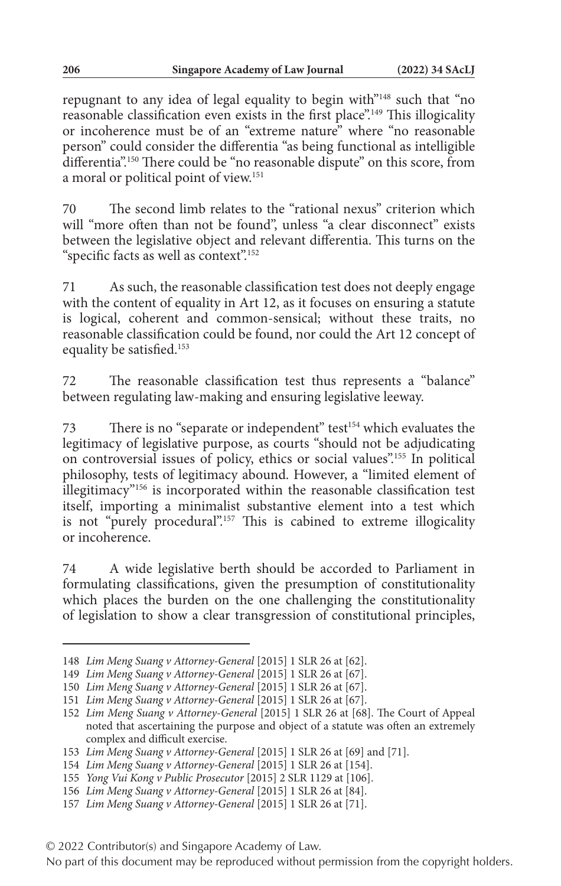repugnant to any idea of legal equality to begin with"[148] such that "no reasonable classification even exists in the first place".[149] This illogicality or incoherence must be of an "extreme nature" where "no reasonable person" could consider the differentia "as being functional as intelligible differentia".[150] There could be "no reasonable dispute" on this score, from a moral or political point of view.[151]

70 The second limb relates to the "rational nexus" criterion which will "more often than not be found", unless "a clear disconnect" exists between the legislative object and relevant differentia. This turns on the "specific facts as well as context".[152]

71 As such, the reasonable classification test does not deeply engage with the content of equality in Art 12, as it focuses on ensuring a statute is logical, coherent and common-sensical; without these traits, no reasonable classification could be found, nor could the Art 12 concept of equality be satisfied.[153]

72 The reasonable classification test thus represents a "balance" between regulating law-making and ensuring legislative leeway.

73 There is no "separate or independent" test[154] which evaluates the legitimacy of legislative purpose, as courts "should not be adjudicating on controversial issues of policy, ethics or social values".[155] In political philosophy, tests of legitimacy abound. However, a "limited element of illegitimacy"[156] is incorporated within the reasonable classification test itself, importing a minimalist substantive element into a test which is not "purely procedural".[157] This is cabined to extreme illogicality or incoherence.

74 A wide legislative berth should be accorded to Parliament in formulating classifications, given the presumption of constitutionality which places the burden on the one challenging the constitutionality of legislation to show a clear transgression of constitutional principles,

---

148 *Lim Meng Suang v Attorney-General* [2015] 1 SLR 26 at [62].

149 *Lim Meng Suang v Attorney-General* [2015] 1 SLR 26 at [67].

150 *Lim Meng Suang v Attorney-General* [2015] 1 SLR 26 at [67].

151 *Lim Meng Suang v Attorney-General* [2015] 1 SLR 26 at [67].

152 *Lim Meng Suang v Attorney-General* [2015] 1 SLR 26 at [68]. The Court of Appeal noted that ascertaining the purpose and object of a statute was often an extremely complex and difficult exercise.

153 *Lim Meng Suang v Attorney-General* [2015] 1 SLR 26 at [69] and [71].

154 *Lim Meng Suang v Attorney-General* [2015] 1 SLR 26 at [154].

155 *Yong Vui Kong v Public Prosecutor* [2015] 2 SLR 1129 at [106].

156 *Lim Meng Suang v Attorney-General* [2015] 1 SLR 26 at [84].

157 *Lim Meng Suang v Attorney-General* [2015] 1 SLR 26 at [71].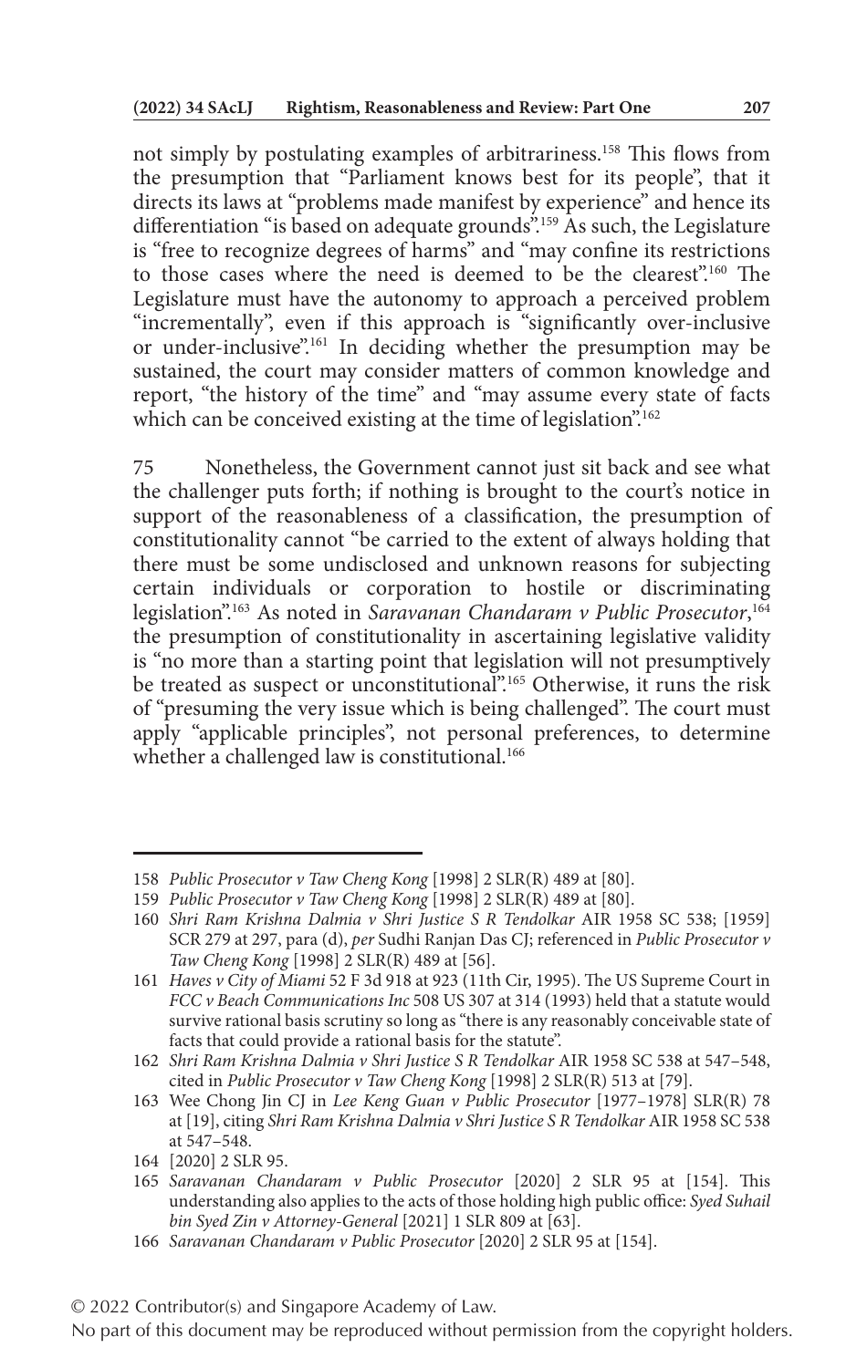not simply by postulating examples of arbitrariness.[158] This flows from the presumption that "Parliament knows best for its people", that it directs its laws at "problems made manifest by experience" and hence its differentiation "is based on adequate grounds".[159] As such, the Legislature is "free to recognize degrees of harms" and "may confine its restrictions to those cases where the need is deemed to be the clearest".[160] The Legislature must have the autonomy to approach a perceived problem "incrementally", even if this approach is "significantly over-inclusive or under-inclusive".[161] In deciding whether the presumption may be sustained, the court may consider matters of common knowledge and report, "the history of the time" and "may assume every state of facts which can be conceived existing at the time of legislation".[162]

75 Nonetheless, the Government cannot just sit back and see what the challenger puts forth; if nothing is brought to the court's notice in support of the reasonableness of a classification, the presumption of constitutionality cannot "be carried to the extent of always holding that there must be some undisclosed and unknown reasons for subjecting certain individuals or corporation to hostile or discriminating legislation".[163] As noted in *Saravanan Chandaram v Public Prosecutor*,[164] the presumption of constitutionality in ascertaining legislative validity is "no more than a starting point that legislation will not presumptively be treated as suspect or unconstitutional".[165] Otherwise, it runs the risk of "presuming the very issue which is being challenged". The court must apply "applicable principles", not personal preferences, to determine whether a challenged law is constitutional.[166]

---

158 *Public Prosecutor v Taw Cheng Kong* [1998] 2 SLR(R) 489 at [80].

159 *Public Prosecutor v Taw Cheng Kong* [1998] 2 SLR(R) 489 at [80].

160 *Shri Ram Krishna Dalmia v Shri Justice S R Tendolkar* AIR 1958 SC 538; [1959] SCR 279 at 297, para (d), *per* Sudhi Ranjan Das CJ; referenced in *Public Prosecutor v Taw Cheng Kong* [1998] 2 SLR(R) 489 at [56].

161 *Haves v City of Miami* 52 F 3d 918 at 923 (11th Cir, 1995). The US Supreme Court in *FCC v Beach Communications Inc* 508 US 307 at 314 (1993) held that a statute would survive rational basis scrutiny so long as "there is any reasonably conceivable state of facts that could provide a rational basis for the statute".

162 *Shri Ram Krishna Dalmia v Shri Justice S R Tendolkar* AIR 1958 SC 538 at 547–548, cited in *Public Prosecutor v Taw Cheng Kong* [1998] 2 SLR(R) 513 at [79].

163 Wee Chong Jin CJ in *Lee Keng Guan v Public Prosecutor* [1977–1978] SLR(R) 78 at [19], citing *Shri Ram Krishna Dalmia v Shri Justice S R Tendolkar* AIR 1958 SC 538 at 547–548.

164 [2020] 2 SLR 95.

165 *Saravanan Chandaram v Public Prosecutor* [2020] 2 SLR 95 at [154]. This understanding also applies to the acts of those holding high public office: *Syed Suhail bin Syed Zin v Attorney-General* [2021] 1 SLR 809 at [63].

166 *Saravanan Chandaram v Public Prosecutor* [2020] 2 SLR 95 at [154].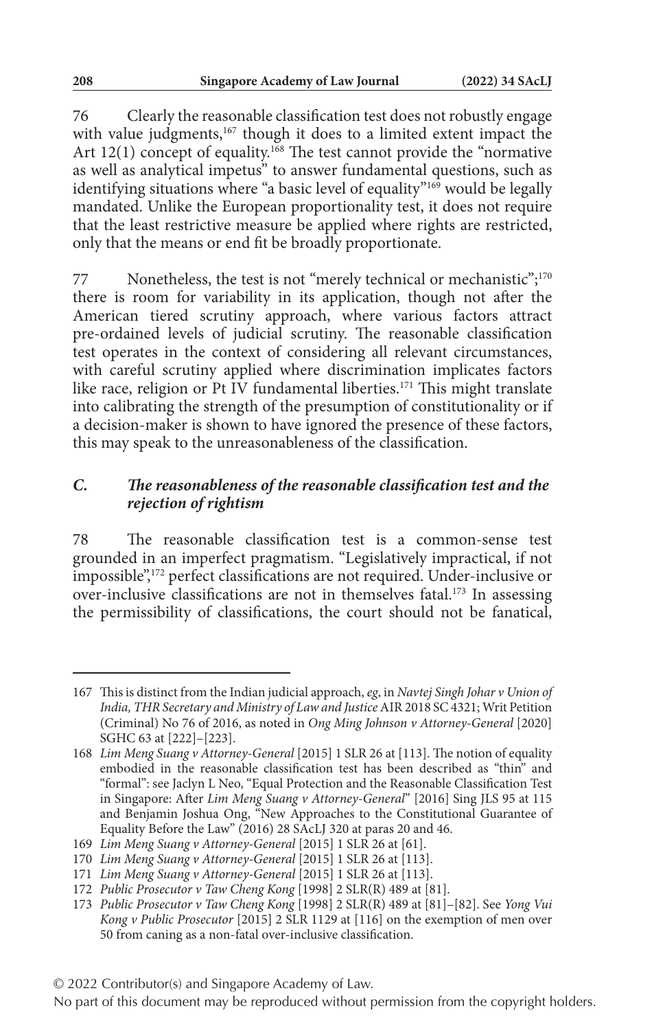76 Clearly the reasonable classification test does not robustly engage with value judgments,[167] though it does to a limited extent impact the Art 12(1) concept of equality.[168] The test cannot provide the "normative as well as analytical impetus" to answer fundamental questions, such as identifying situations where "a basic level of equality"[169] would be legally mandated. Unlike the European proportionality test, it does not require that the least restrictive measure be applied where rights are restricted, only that the means or end fit be broadly proportionate.

77 Nonetheless, the test is not "merely technical or mechanistic";[170] there is room for variability in its application, though not after the American tiered scrutiny approach, where various factors attract pre-ordained levels of judicial scrutiny. The reasonable classification test operates in the context of considering all relevant circumstances, with careful scrutiny applied where discrimination implicates factors like race, religion or Pt IV fundamental liberties.[171] This might translate into calibrating the strength of the presumption of constitutionality or if a decision-maker is shown to have ignored the presence of these factors, this may speak to the unreasonableness of the classification.

### *C. The reasonableness of the reasonable classification test and the rejection of rightism*

78 The reasonable classification test is a common-sense test grounded in an imperfect pragmatism. "Legislatively impractical, if not impossible",[172] perfect classifications are not required. Under-inclusive or over-inclusive classifications are not in themselves fatal.[173] In assessing the permissibility of classifications, the court should not be fanatical,

---

167 This is distinct from the Indian judicial approach, *eg*, in *Navtej Singh Johar v Union of India, THR Secretary and Ministry of Law and Justice* AIR 2018 SC 4321; Writ Petition (Criminal) No 76 of 2016, as noted in *Ong Ming Johnson v Attorney-General* [2020] SGHC 63 at [222]–[223].

168 *Lim Meng Suang v Attorney-General* [2015] 1 SLR 26 at [113]. The notion of equality embodied in the reasonable classification test has been described as "thin" and "formal": see Jaclyn L Neo, "Equal Protection and the Reasonable Classification Test in Singapore: After *Lim Meng Suang v Attorney-General*" [2016] Sing JLS 95 at 115 and Benjamin Joshua Ong, "New Approaches to the Constitutional Guarantee of Equality Before the Law" (2016) 28 SAcLJ 320 at paras 20 and 46.

169 *Lim Meng Suang v Attorney-General* [2015] 1 SLR 26 at [61].

170 *Lim Meng Suang v Attorney-General* [2015] 1 SLR 26 at [113].

171 *Lim Meng Suang v Attorney-General* [2015] 1 SLR 26 at [113].

172 *Public Prosecutor v Taw Cheng Kong* [1998] 2 SLR(R) 489 at [81].

173 *Public Prosecutor v Taw Cheng Kong* [1998] 2 SLR(R) 489 at [81]–[82]. See *Yong Vui Kong v Public Prosecutor* [2015] 2 SLR 1129 at [116] on the exemption of men over 50 from caning as a non-fatal over-inclusive classification.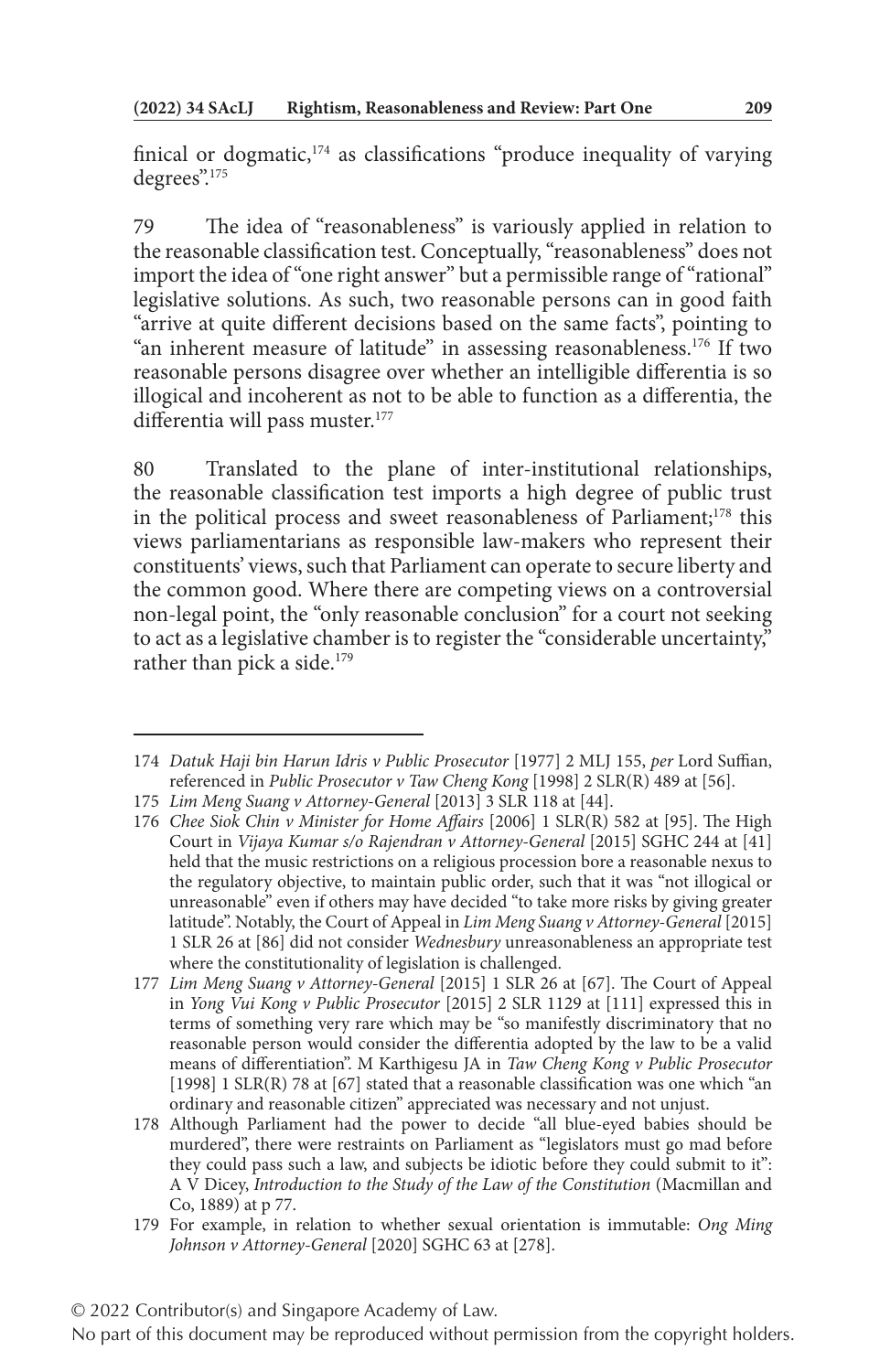finical or dogmatic,[174] as classifications "produce inequality of varying degrees".[175]

79 The idea of "reasonableness" is variously applied in relation to the reasonable classification test. Conceptually, "reasonableness" does not import the idea of "one right answer" but a permissible range of "rational" legislative solutions. As such, two reasonable persons can in good faith "arrive at quite different decisions based on the same facts", pointing to "an inherent measure of latitude" in assessing reasonableness.[176] If two reasonable persons disagree over whether an intelligible differentia is so illogical and incoherent as not to be able to function as a differentia, the differentia will pass muster.[177]

80 Translated to the plane of inter-institutional relationships, the reasonable classification test imports a high degree of public trust in the political process and sweet reasonableness of Parliament;[178] this views parliamentarians as responsible law-makers who represent their constituents' views, such that Parliament can operate to secure liberty and the common good. Where there are competing views on a controversial non-legal point, the "only reasonable conclusion" for a court not seeking to act as a legislative chamber is to register the "considerable uncertainty," rather than pick a side.[179]

---

174 *Datuk Haji bin Harun Idris v Public Prosecutor* [1977] 2 MLJ 155, *per* Lord Suffian, referenced in *Public Prosecutor v Taw Cheng Kong* [1998] 2 SLR(R) 489 at [56].

175 *Lim Meng Suang v Attorney-General* [2013] 3 SLR 118 at [44].

176 *Chee Siok Chin v Minister for Home Affairs* [2006] 1 SLR(R) 582 at [95]. The High Court in *Vijaya Kumar s/o Rajendran v Attorney-General* [2015] SGHC 244 at [41] held that the music restrictions on a religious procession bore a reasonable nexus to the regulatory objective, to maintain public order, such that it was "not illogical or unreasonable" even if others may have decided "to take more risks by giving greater latitude". Notably, the Court of Appeal in *Lim Meng Suang v Attorney-General* [2015] 1 SLR 26 at [86] did not consider *Wednesbury* unreasonableness an appropriate test where the constitutionality of legislation is challenged.

177 *Lim Meng Suang v Attorney-General* [2015] 1 SLR 26 at [67]. The Court of Appeal in *Yong Vui Kong v Public Prosecutor* [2015] 2 SLR 1129 at [111] expressed this in terms of something very rare which may be "so manifestly discriminatory that no reasonable person would consider the differentia adopted by the law to be a valid means of differentiation". M Karthigesu JA in *Taw Cheng Kong v Public Prosecutor* [1998] 1 SLR(R) 78 at [67] stated that a reasonable classification was one which "an ordinary and reasonable citizen" appreciated was necessary and not unjust.

178 Although Parliament had the power to decide "all blue-eyed babies should be murdered", there were restraints on Parliament as "legislators must go mad before they could pass such a law, and subjects be idiotic before they could submit to it": A V Dicey, *Introduction to the Study of the Law of the Constitution* (Macmillan and Co, 1889) at p 77.

179 For example, in relation to whether sexual orientation is immutable: *Ong Ming Johnson v Attorney-General* [2020] SGHC 63 at [278].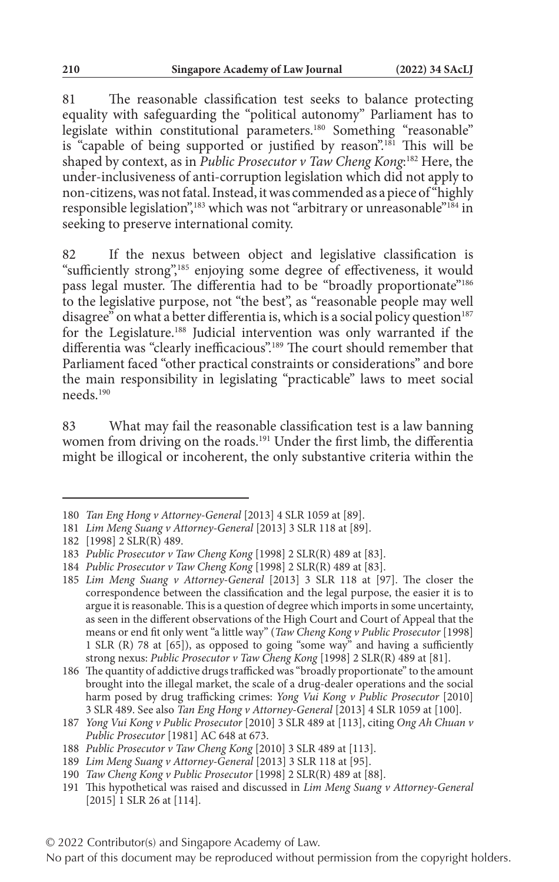81 The reasonable classification test seeks to balance protecting equality with safeguarding the "political autonomy" Parliament has to legislate within constitutional parameters.[180] Something "reasonable" is "capable of being supported or justified by reason".[181] This will be shaped by context, as in *Public Prosecutor v Taw Cheng Kong*:[182] Here, the under-inclusiveness of anti-corruption legislation which did not apply to non-citizens, was not fatal. Instead, it was commended as a piece of "highly responsible legislation",[183] which was not "arbitrary or unreasonable"[184] in seeking to preserve international comity.

82 If the nexus between object and legislative classification is "sufficiently strong",[185] enjoying some degree of effectiveness, it would pass legal muster. The differentia had to be "broadly proportionate"[186] to the legislative purpose, not "the best", as "reasonable people may well disagree" on what a better differentia is, which is a social policy question[187] for the Legislature.[188] Judicial intervention was only warranted if the differentia was "clearly inefficacious".[189] The court should remember that Parliament faced "other practical constraints or considerations" and bore the main responsibility in legislating "practicable" laws to meet social needs.[190]

83 What may fail the reasonable classification test is a law banning women from driving on the roads.[191] Under the first limb, the differentia might be illogical or incoherent, the only substantive criteria within the

---

180 *Tan Eng Hong v Attorney-General* [2013] 4 SLR 1059 at [89].

181 *Lim Meng Suang v Attorney-General* [2013] 3 SLR 118 at [89].

182 [1998] 2 SLR(R) 489.

183 *Public Prosecutor v Taw Cheng Kong* [1998] 2 SLR(R) 489 at [83].

184 *Public Prosecutor v Taw Cheng Kong* [1998] 2 SLR(R) 489 at [83].

185 *Lim Meng Suang v Attorney-General* [2013] 3 SLR 118 at [97]. The closer the correspondence between the classification and the legal purpose, the easier it is to argue it is reasonable. This is a question of degree which imports in some uncertainty, as seen in the different observations of the High Court and Court of Appeal that the means or end fit only went "a little way" (*Taw Cheng Kong v Public Prosecutor* [1998] 1 SLR (R) 78 at [65]), as opposed to going "some way" and having a sufficiently strong nexus: *Public Prosecutor v Taw Cheng Kong* [1998] 2 SLR(R) 489 at [81].

186 The quantity of addictive drugs trafficked was "broadly proportionate" to the amount brought into the illegal market, the scale of a drug-dealer operations and the social harm posed by drug trafficking crimes: *Yong Vui Kong v Public Prosecutor* [2010] 3 SLR 489. See also *Tan Eng Hong v Attorney-General* [2013] 4 SLR 1059 at [100].

187 *Yong Vui Kong v Public Prosecutor* [2010] 3 SLR 489 at [113], citing *Ong Ah Chuan v Public Prosecutor* [1981] AC 648 at 673.

188 *Public Prosecutor v Taw Cheng Kong* [2010] 3 SLR 489 at [113].

189 *Lim Meng Suang v Attorney-General* [2013] 3 SLR 118 at [95].

190 *Taw Cheng Kong v Public Prosecutor* [1998] 2 SLR(R) 489 at [88].

191 This hypothetical was raised and discussed in *Lim Meng Suang v Attorney-General* [2015] 1 SLR 26 at [114].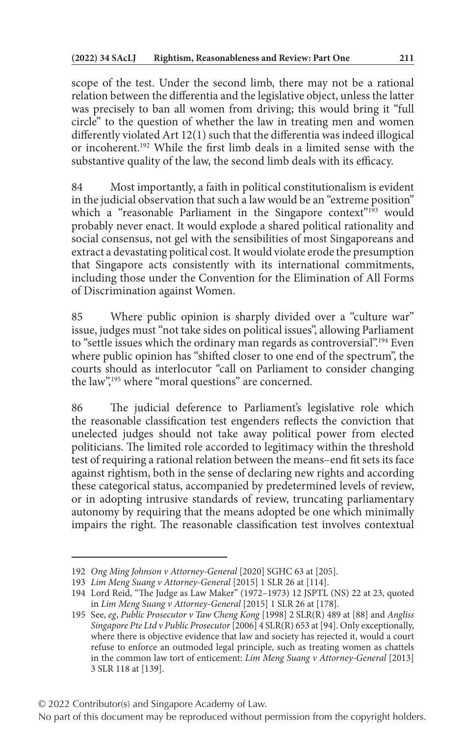scope of the test. Under the second limb, there may not be a rational relation between the differentia and the legislative object, unless the latter was precisely to ban all women from driving; this would bring it "full circle" to the question of whether the law in treating men and women differently violated Art 12(1) such that the differentia was indeed illogical or incoherent.[192] While the first limb deals in a limited sense with the substantive quality of the law, the second limb deals with its efficacy.

84 Most importantly, a faith in political constitutionalism is evident in the judicial observation that such a law would be an "extreme position" which a "reasonable Parliament in the Singapore context"[193] would probably never enact. It would explode a shared political rationality and social consensus, not gel with the sensibilities of most Singaporeans and extract a devastating political cost. It would violate erode the presumption that Singapore acts consistently with its international commitments, including those under the Convention for the Elimination of All Forms of Discrimination against Women.

85 Where public opinion is sharply divided over a "culture war" issue, judges must "not take sides on political issues", allowing Parliament to "settle issues which the ordinary man regards as controversial".[194] Even where public opinion has "shifted closer to one end of the spectrum", the courts should as interlocutor "call on Parliament to consider changing the law",[195] where "moral questions" are concerned.

86 The judicial deference to Parliament's legislative role which the reasonable classification test engenders reflects the conviction that unelected judges should not take away political power from elected politicians. The limited role accorded to legitimacy within the threshold test of requiring a rational relation between the means–end fit sets its face against rightism, both in the sense of declaring new rights and according these categorical status, accompanied by predetermined levels of review, or in adopting intrusive standards of review, truncating parliamentary autonomy by requiring that the means adopted be one which minimally impairs the right. The reasonable classification test involves contextual

---

192 *Ong Ming Johnson v Attorney-General* [2020] SGHC 63 at [205].

193 *Lim Meng Suang v Attorney-General* [2015] 1 SLR 26 at [114].

194 Lord Reid, "The Judge as Law Maker" (1972–1973) 12 JSPTL (NS) 22 at 23, quoted in *Lim Meng Suang v Attorney-General* [2015] 1 SLR 26 at [178].

195 See, *eg*, *Public Prosecutor v Taw Cheng Kong* [1998] 2 SLR(R) 489 at [88] and *Angliss Singapore Pte Ltd v Public Prosecutor* [2006] 4 SLR(R) 653 at [94]. Only exceptionally, where there is objective evidence that law and society has rejected it, would a court refuse to enforce an outmoded legal principle, such as treating women as chattels in the common law tort of enticement: *Lim Meng Suang v Attorney-General* [2013] 3 SLR 118 at [139].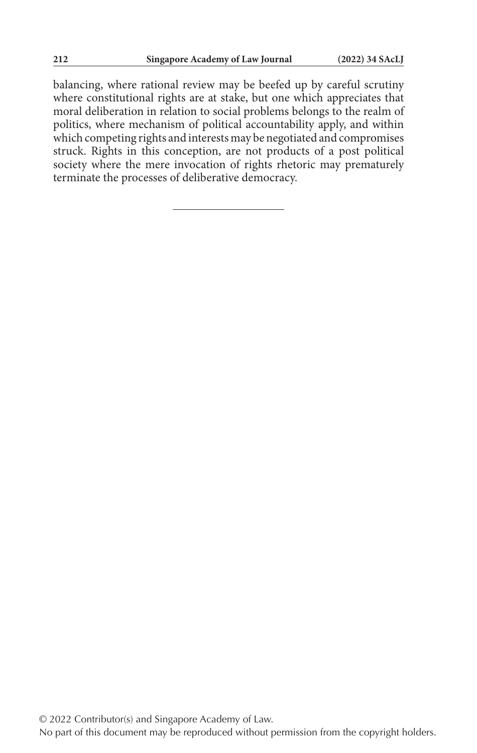balancing, where rational review may be beefed up by careful scrutiny where constitutional rights are at stake, but one which appreciates that moral deliberation in relation to social problems belongs to the realm of politics, where mechanism of political accountability apply, and within which competing rights and interests may be negotiated and compromises struck. Rights in this conception, are not products of a post political society where the mere invocation of rights rhetoric may prematurely terminate the processes of deliberative democracy.

---

© 2022 Contributor(s) and Singapore Academy of Law.
No part of this document may be reproduced without permission from the copyright holders.